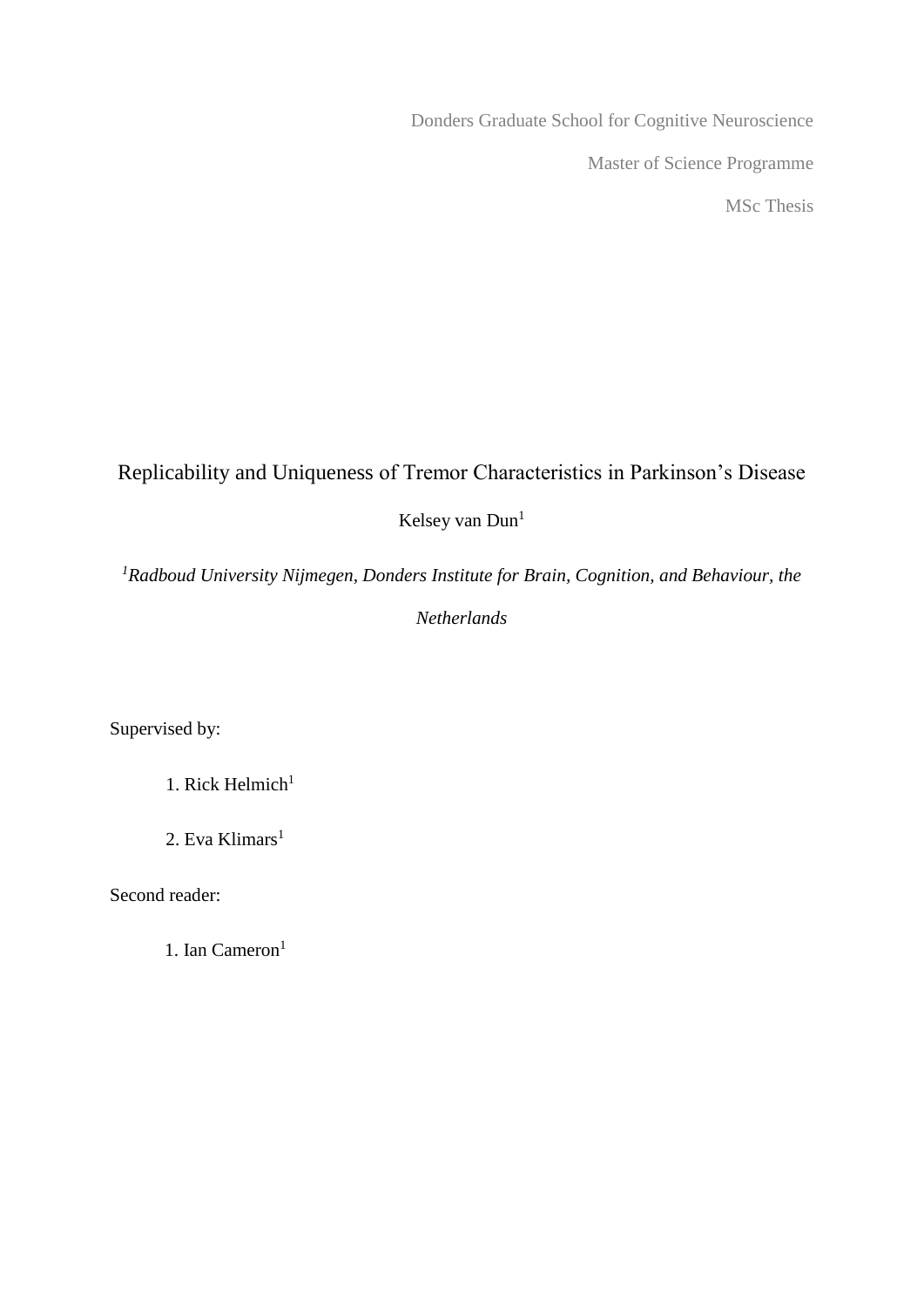Donders Graduate School for Cognitive Neuroscience

Master of Science Programme

MSc Thesis

# Replicability and Uniqueness of Tremor Characteristics in Parkinson's Disease

Kelsey van Dun[1]

[1]*Radboud University Nijmegen, Donders Institute for Brain, Cognition, and Behaviour, the Netherlands*

Supervised by:

1. Rick Helmich[1]
2. Eva Klimars[1]

Second reader:

1. Ian Cameron[1]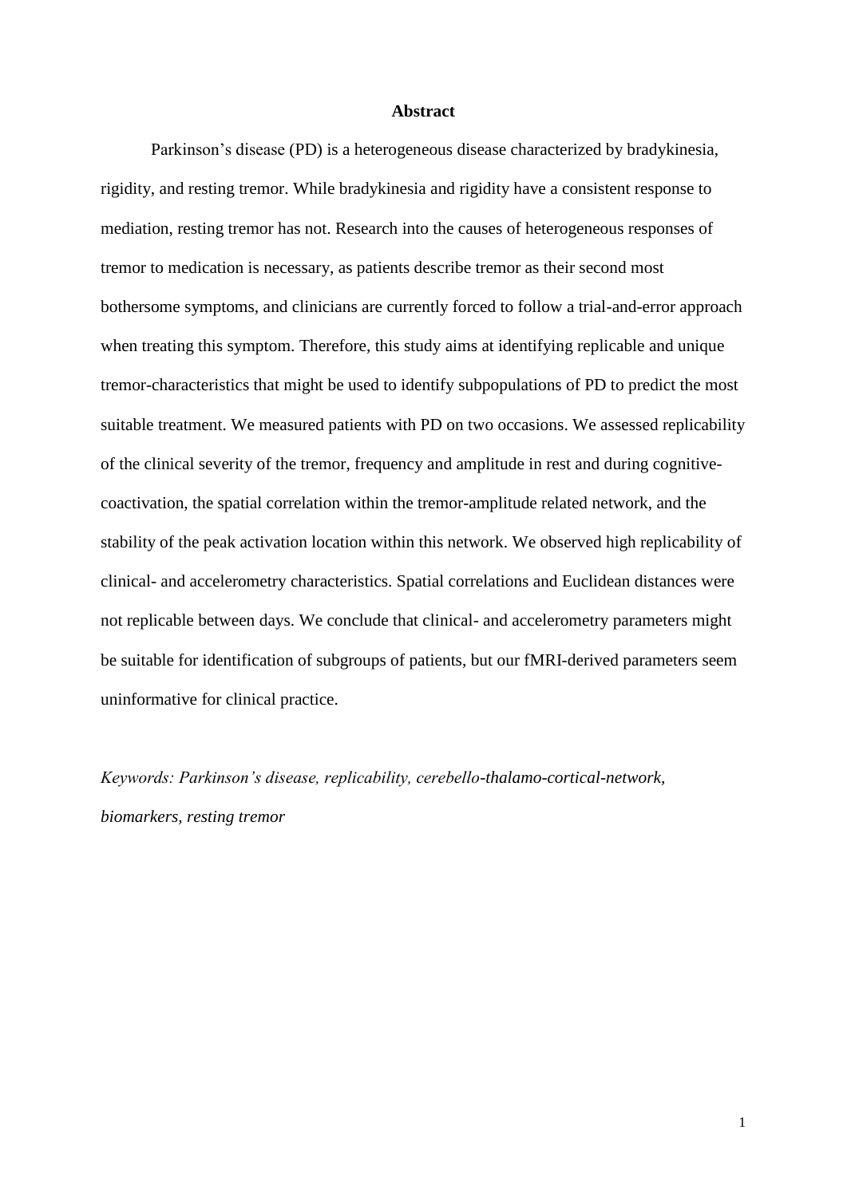# Abstract

Parkinson's disease (PD) is a heterogeneous disease characterized by bradykinesia, rigidity, and resting tremor. While bradykinesia and rigidity have a consistent response to mediation, resting tremor has not. Research into the causes of heterogeneous responses of tremor to medication is necessary, as patients describe tremor as their second most bothersome symptoms, and clinicians are currently forced to follow a trial-and-error approach when treating this symptom. Therefore, this study aims at identifying replicable and unique tremor-characteristics that might be used to identify subpopulations of PD to predict the most suitable treatment. We measured patients with PD on two occasions. We assessed replicability of the clinical severity of the tremor, frequency and amplitude in rest and during cognitive-coactivation, the spatial correlation within the tremor-amplitude related network, and the stability of the peak activation location within this network. We observed high replicability of clinical- and accelerometry characteristics. Spatial correlations and Euclidean distances were not replicable between days. We conclude that clinical- and accelerometry parameters might be suitable for identification of subgroups of patients, but our fMRI-derived parameters seem uninformative for clinical practice.

*Keywords: Parkinson's disease, replicability, cerebello-thalamo-cortical-network, biomarkers, resting tremor*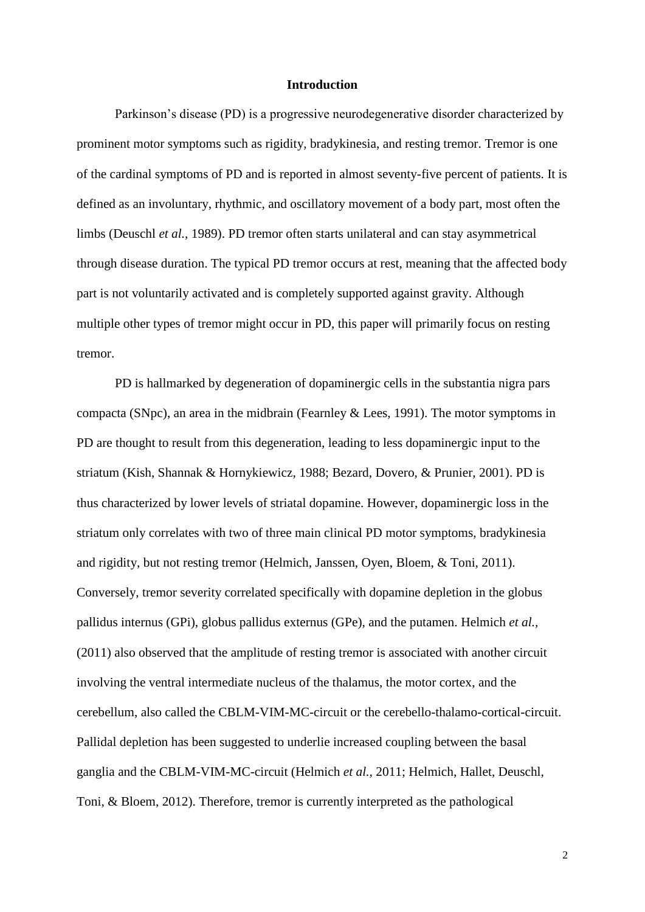## Introduction

Parkinson's disease (PD) is a progressive neurodegenerative disorder characterized by prominent motor symptoms such as rigidity, bradykinesia, and resting tremor. Tremor is one of the cardinal symptoms of PD and is reported in almost seventy-five percent of patients. It is defined as an involuntary, rhythmic, and oscillatory movement of a body part, most often the limbs (Deuschl *et al.*, 1989). PD tremor often starts unilateral and can stay asymmetrical through disease duration. The typical PD tremor occurs at rest, meaning that the affected body part is not voluntarily activated and is completely supported against gravity. Although multiple other types of tremor might occur in PD, this paper will primarily focus on resting tremor.

PD is hallmarked by degeneration of dopaminergic cells in the substantia nigra pars compacta (SNpc), an area in the midbrain (Fearnley & Lees, 1991). The motor symptoms in PD are thought to result from this degeneration, leading to less dopaminergic input to the striatum (Kish, Shannak & Hornykiewicz, 1988; Bezard, Dovero, & Prunier, 2001). PD is thus characterized by lower levels of striatal dopamine. However, dopaminergic loss in the striatum only correlates with two of three main clinical PD motor symptoms, bradykinesia and rigidity, but not resting tremor (Helmich, Janssen, Oyen, Bloem, & Toni, 2011). Conversely, tremor severity correlated specifically with dopamine depletion in the globus pallidus internus (GPi), globus pallidus externus (GPe), and the putamen. Helmich *et al.*, (2011) also observed that the amplitude of resting tremor is associated with another circuit involving the ventral intermediate nucleus of the thalamus, the motor cortex, and the cerebellum, also called the CBLM-VIM-MC-circuit or the cerebello-thalamo-cortical-circuit. Pallidal depletion has been suggested to underlie increased coupling between the basal ganglia and the CBLM-VIM-MC-circuit (Helmich *et al.*, 2011; Helmich, Hallet, Deuschl, Toni, & Bloem, 2012). Therefore, tremor is currently interpreted as the pathological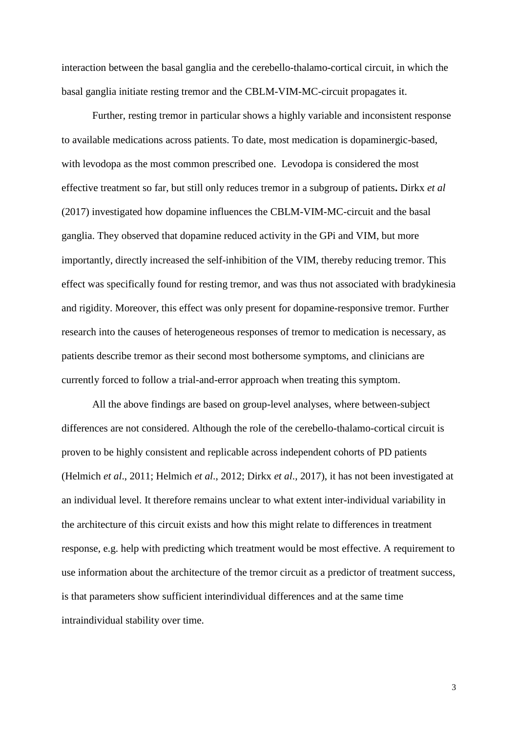interaction between the basal ganglia and the cerebello-thalamo-cortical circuit, in which the basal ganglia initiate resting tremor and the CBLM-VIM-MC-circuit propagates it.

Further, resting tremor in particular shows a highly variable and inconsistent response to available medications across patients. To date, most medication is dopaminergic-based, with levodopa as the most common prescribed one. Levodopa is considered the most effective treatment so far, but still only reduces tremor in a subgroup of patients**.** Dirkx *et al* (2017) investigated how dopamine influences the CBLM-VIM-MC-circuit and the basal ganglia. They observed that dopamine reduced activity in the GPi and VIM, but more importantly, directly increased the self-inhibition of the VIM, thereby reducing tremor. This effect was specifically found for resting tremor, and was thus not associated with bradykinesia and rigidity. Moreover, this effect was only present for dopamine-responsive tremor. Further research into the causes of heterogeneous responses of tremor to medication is necessary, as patients describe tremor as their second most bothersome symptoms, and clinicians are currently forced to follow a trial-and-error approach when treating this symptom.

All the above findings are based on group-level analyses, where between-subject differences are not considered. Although the role of the cerebello-thalamo-cortical circuit is proven to be highly consistent and replicable across independent cohorts of PD patients (Helmich *et al*., 2011; Helmich *et al*., 2012; Dirkx *et al*., 2017), it has not been investigated at an individual level. It therefore remains unclear to what extent inter-individual variability in the architecture of this circuit exists and how this might relate to differences in treatment response, e.g. help with predicting which treatment would be most effective. A requirement to use information about the architecture of the tremor circuit as a predictor of treatment success, is that parameters show sufficient interindividual differences and at the same time intraindividual stability over time.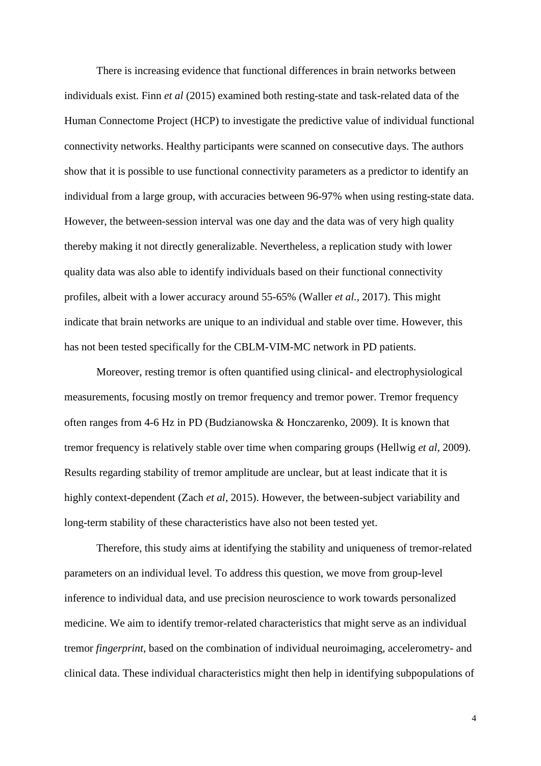There is increasing evidence that functional differences in brain networks between individuals exist. Finn *et al* (2015) examined both resting-state and task-related data of the Human Connectome Project (HCP) to investigate the predictive value of individual functional connectivity networks. Healthy participants were scanned on consecutive days. The authors show that it is possible to use functional connectivity parameters as a predictor to identify an individual from a large group, with accuracies between 96-97% when using resting-state data. However, the between-session interval was one day and the data was of very high quality thereby making it not directly generalizable. Nevertheless, a replication study with lower quality data was also able to identify individuals based on their functional connectivity profiles, albeit with a lower accuracy around 55-65% (Waller *et al.,* 2017). This might indicate that brain networks are unique to an individual and stable over time. However, this has not been tested specifically for the CBLM-VIM-MC network in PD patients.

Moreover, resting tremor is often quantified using clinical- and electrophysiological measurements, focusing mostly on tremor frequency and tremor power. Tremor frequency often ranges from 4-6 Hz in PD (Budzianowska & Honczarenko, 2009). It is known that tremor frequency is relatively stable over time when comparing groups (Hellwig *et al*, 2009). Results regarding stability of tremor amplitude are unclear, but at least indicate that it is highly context-dependent (Zach *et al*, 2015). However, the between-subject variability and long-term stability of these characteristics have also not been tested yet.

Therefore, this study aims at identifying the stability and uniqueness of tremor-related parameters on an individual level. To address this question, we move from group-level inference to individual data, and use precision neuroscience to work towards personalized medicine. We aim to identify tremor-related characteristics that might serve as an individual tremor *fingerprint*, based on the combination of individual neuroimaging, accelerometry- and clinical data. These individual characteristics might then help in identifying subpopulations of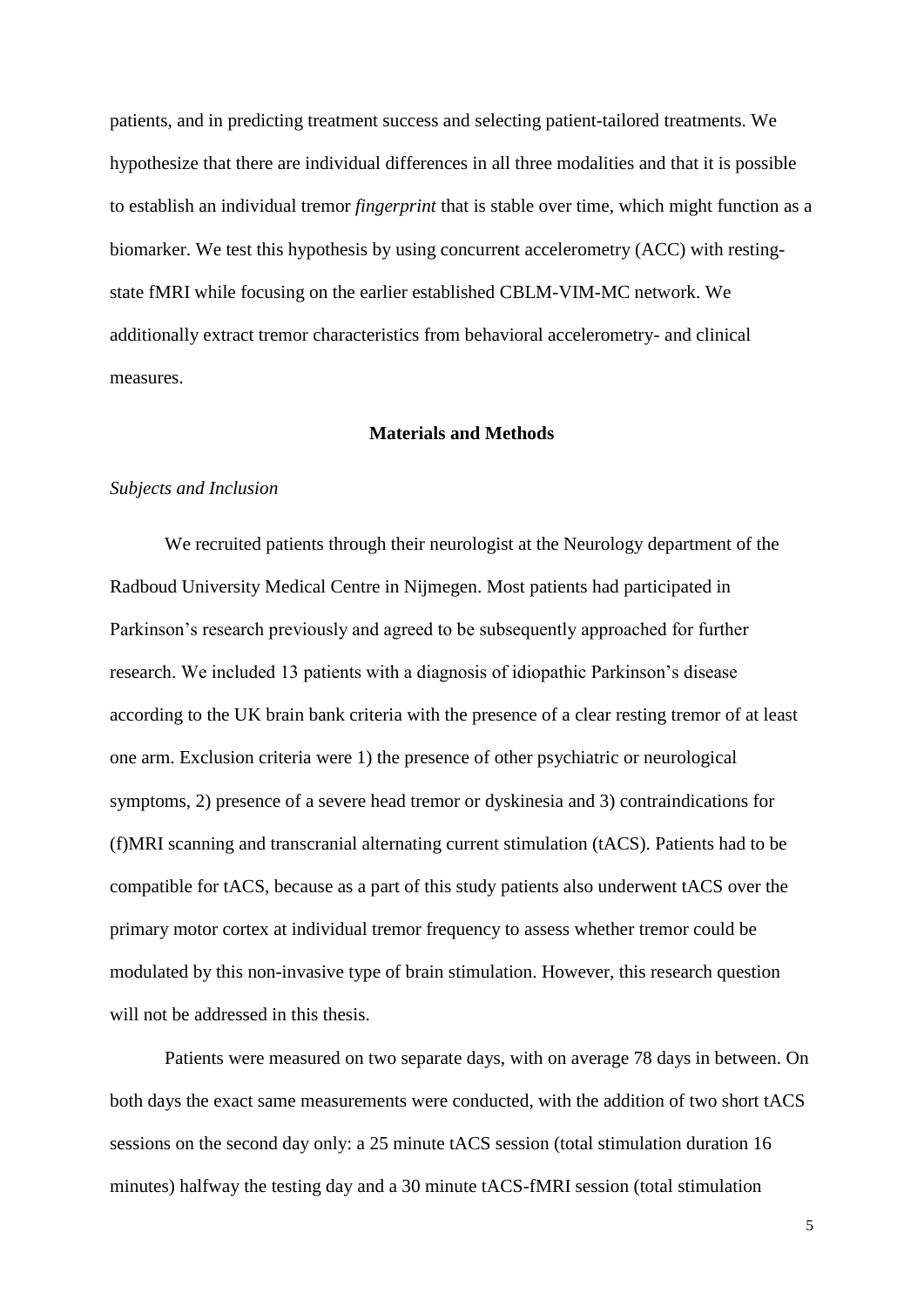patients, and in predicting treatment success and selecting patient-tailored treatments. We hypothesize that there are individual differences in all three modalities and that it is possible to establish an individual tremor *fingerprint* that is stable over time, which might function as a biomarker. We test this hypothesis by using concurrent accelerometry (ACC) with resting-state fMRI while focusing on the earlier established CBLM-VIM-MC network. We additionally extract tremor characteristics from behavioral accelerometry- and clinical measures.

## Materials and Methods

### *Subjects and Inclusion*

We recruited patients through their neurologist at the Neurology department of the Radboud University Medical Centre in Nijmegen. Most patients had participated in Parkinson's research previously and agreed to be subsequently approached for further research. We included 13 patients with a diagnosis of idiopathic Parkinson's disease according to the UK brain bank criteria with the presence of a clear resting tremor of at least one arm. Exclusion criteria were 1) the presence of other psychiatric or neurological symptoms, 2) presence of a severe head tremor or dyskinesia and 3) contraindications for (f)MRI scanning and transcranial alternating current stimulation (tACS). Patients had to be compatible for tACS, because as a part of this study patients also underwent tACS over the primary motor cortex at individual tremor frequency to assess whether tremor could be modulated by this non-invasive type of brain stimulation. However, this research question will not be addressed in this thesis.

Patients were measured on two separate days, with on average 78 days in between. On both days the exact same measurements were conducted, with the addition of two short tACS sessions on the second day only: a 25 minute tACS session (total stimulation duration 16 minutes) halfway the testing day and a 30 minute tACS-fMRI session (total stimulation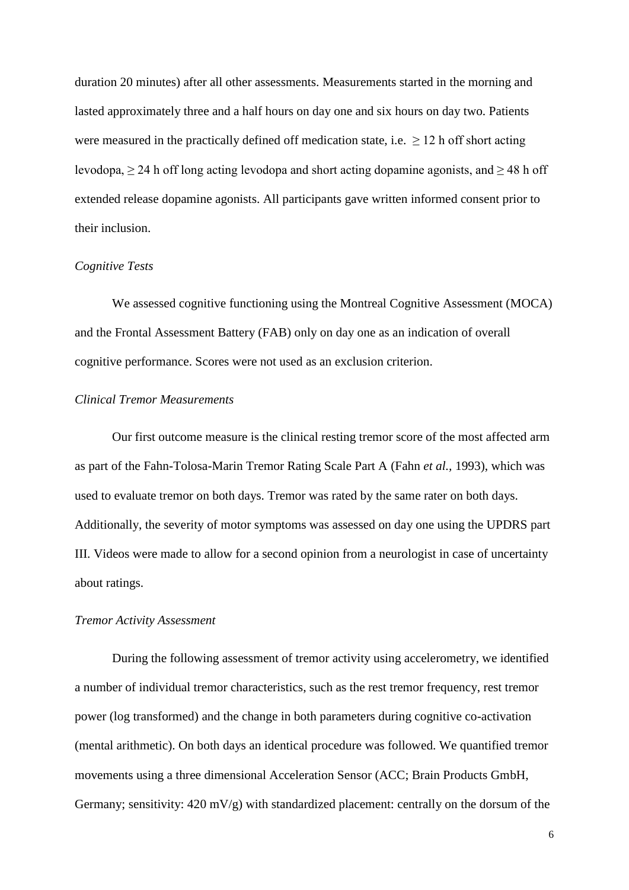duration 20 minutes) after all other assessments. Measurements started in the morning and lasted approximately three and a half hours on day one and six hours on day two. Patients were measured in the practically defined off medication state, i.e. $\geq 12$ h off short acting levodopa, $\geq 24$ h off long acting levodopa and short acting dopamine agonists, and $\geq 48$ h off extended release dopamine agonists. All participants gave written informed consent prior to their inclusion.

*Cognitive Tests*

We assessed cognitive functioning using the Montreal Cognitive Assessment (MOCA) and the Frontal Assessment Battery (FAB) only on day one as an indication of overall cognitive performance. Scores were not used as an exclusion criterion.

*Clinical Tremor Measurements*

Our first outcome measure is the clinical resting tremor score of the most affected arm as part of the Fahn-Tolosa-Marin Tremor Rating Scale Part A (Fahn *et al.,* 1993), which was used to evaluate tremor on both days. Tremor was rated by the same rater on both days. Additionally, the severity of motor symptoms was assessed on day one using the UPDRS part III. Videos were made to allow for a second opinion from a neurologist in case of uncertainty about ratings.

*Tremor Activity Assessment*

During the following assessment of tremor activity using accelerometry, we identified a number of individual tremor characteristics, such as the rest tremor frequency, rest tremor power (log transformed) and the change in both parameters during cognitive co-activation (mental arithmetic). On both days an identical procedure was followed. We quantified tremor movements using a three dimensional Acceleration Sensor (ACC; Brain Products GmbH, Germany; sensitivity: 420 mV/g) with standardized placement: centrally on the dorsum of the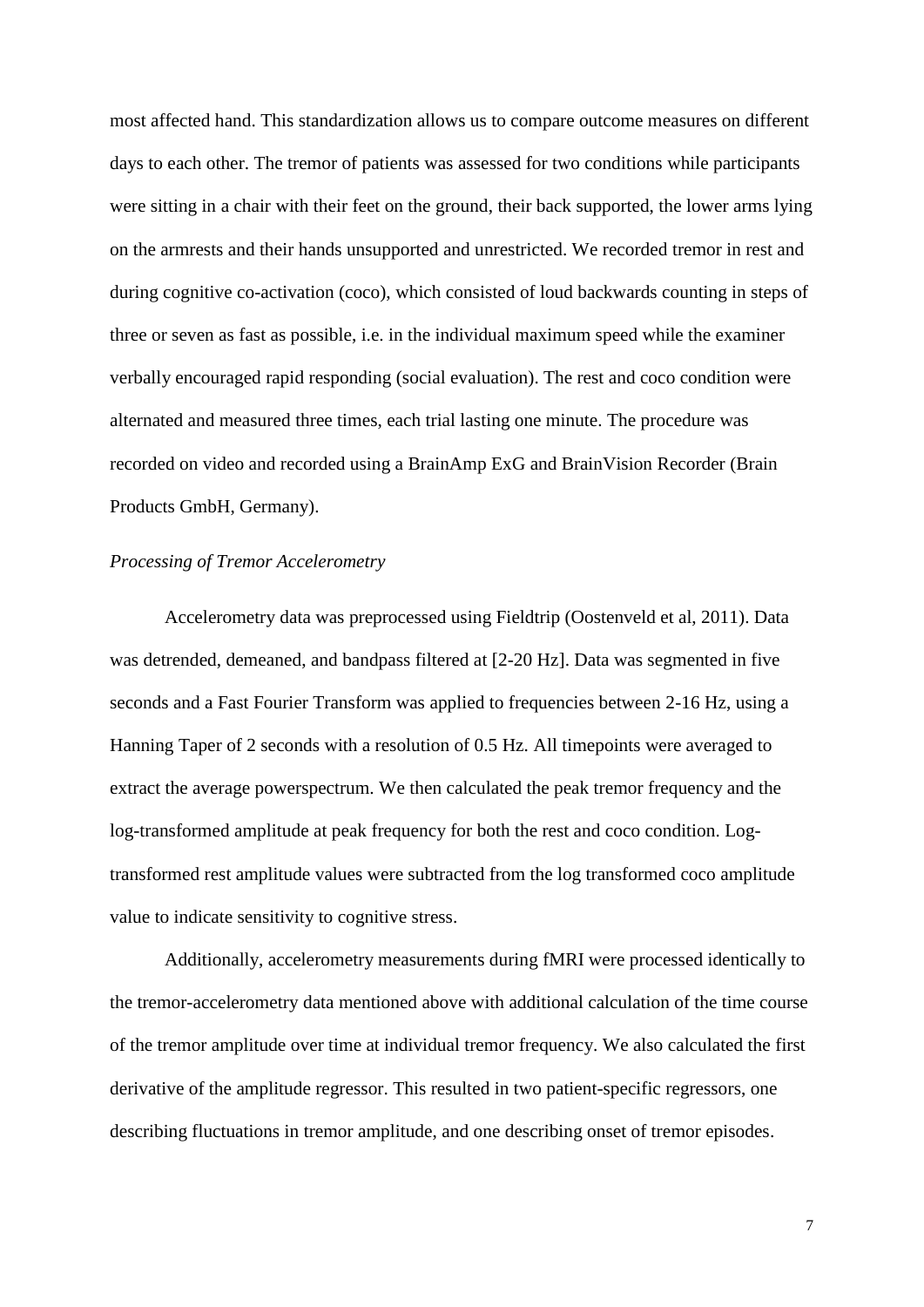most affected hand. This standardization allows us to compare outcome measures on different days to each other. The tremor of patients was assessed for two conditions while participants were sitting in a chair with their feet on the ground, their back supported, the lower arms lying on the armrests and their hands unsupported and unrestricted. We recorded tremor in rest and during cognitive co-activation (coco), which consisted of loud backwards counting in steps of three or seven as fast as possible, i.e. in the individual maximum speed while the examiner verbally encouraged rapid responding (social evaluation). The rest and coco condition were alternated and measured three times, each trial lasting one minute. The procedure was recorded on video and recorded using a BrainAmp ExG and BrainVision Recorder (Brain Products GmbH, Germany).

*Processing of Tremor Accelerometry*

Accelerometry data was preprocessed using Fieldtrip (Oostenveld et al, 2011). Data was detrended, demeaned, and bandpass filtered at [2-20 Hz]. Data was segmented in five seconds and a Fast Fourier Transform was applied to frequencies between 2-16 Hz, using a Hanning Taper of 2 seconds with a resolution of 0.5 Hz. All timepoints were averaged to extract the average powerspectrum. We then calculated the peak tremor frequency and the log-transformed amplitude at peak frequency for both the rest and coco condition. Log-transformed rest amplitude values were subtracted from the log transformed coco amplitude value to indicate sensitivity to cognitive stress.

Additionally, accelerometry measurements during fMRI were processed identically to the tremor-accelerometry data mentioned above with additional calculation of the time course of the tremor amplitude over time at individual tremor frequency. We also calculated the first derivative of the amplitude regressor. This resulted in two patient-specific regressors, one describing fluctuations in tremor amplitude, and one describing onset of tremor episodes.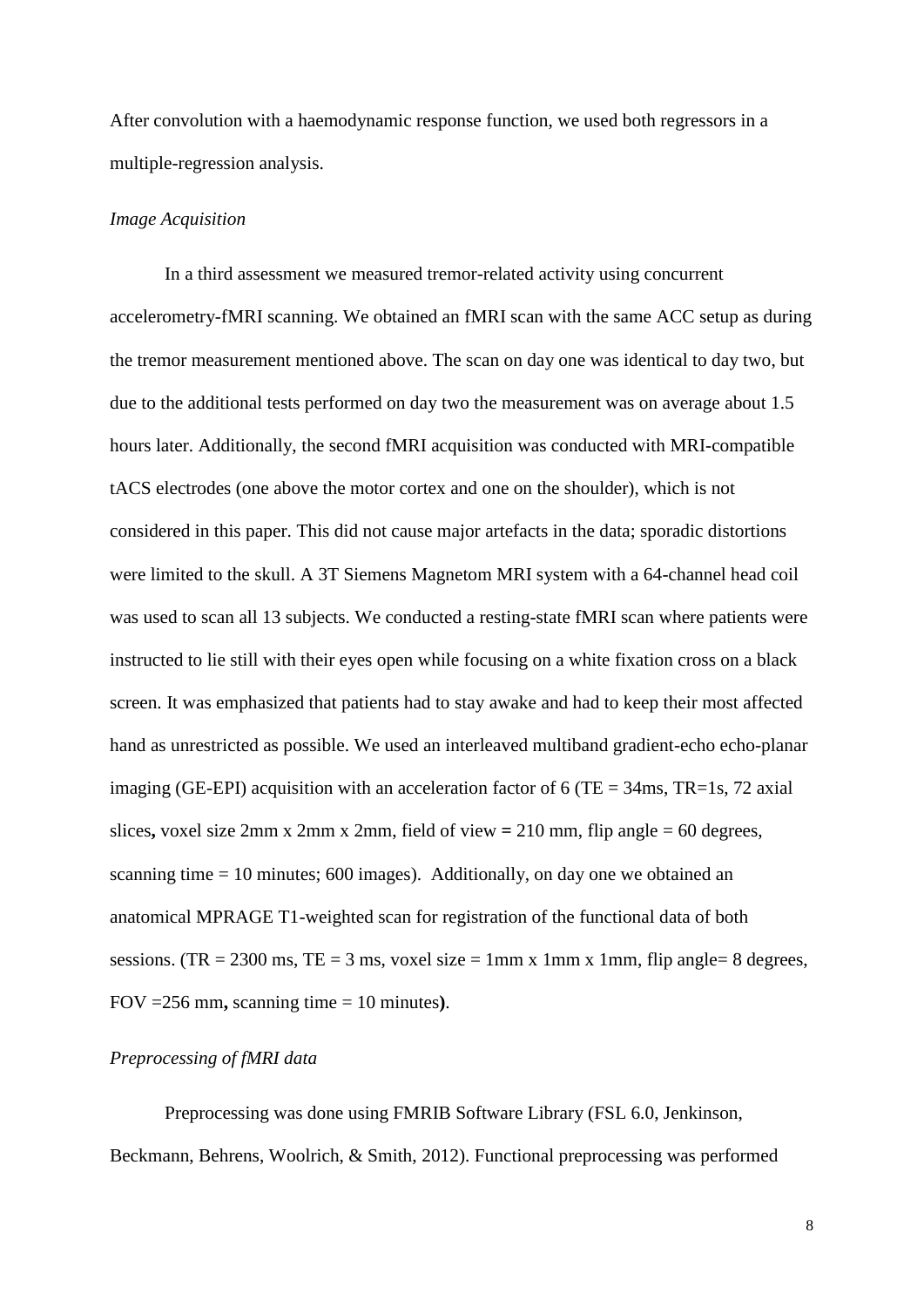After convolution with a haemodynamic response function, we used both regressors in a multiple-regression analysis.

*Image Acquisition*

In a third assessment we measured tremor-related activity using concurrent accelerometry-fMRI scanning. We obtained an fMRI scan with the same ACC setup as during the tremor measurement mentioned above. The scan on day one was identical to day two, but due to the additional tests performed on day two the measurement was on average about 1.5 hours later. Additionally, the second fMRI acquisition was conducted with MRI-compatible tACS electrodes (one above the motor cortex and one on the shoulder), which is not considered in this paper. This did not cause major artefacts in the data; sporadic distortions were limited to the skull. A 3T Siemens Magnetom MRI system with a 64-channel head coil was used to scan all 13 subjects. We conducted a resting-state fMRI scan where patients were instructed to lie still with their eyes open while focusing on a white fixation cross on a black screen. It was emphasized that patients had to stay awake and had to keep their most affected hand as unrestricted as possible. We used an interleaved multiband gradient-echo echo-planar imaging (GE-EPI) acquisition with an acceleration factor of 6 (TE = 34ms, TR=1s, 72 axial slices**,** voxel size 2mm x 2mm x 2mm, field of view **=** 210 mm, flip angle = 60 degrees, scanning time = 10 minutes; 600 images). Additionally, on day one we obtained an anatomical MPRAGE T1-weighted scan for registration of the functional data of both sessions. (TR = 2300 ms, TE = 3 ms, voxel size = 1mm x 1mm x 1mm, flip angle= 8 degrees, FOV =256 mm**,** scanning time = 10 minutes**)**.

*Preprocessing of fMRI data*

Preprocessing was done using FMRIB Software Library (FSL 6.0, Jenkinson, Beckmann, Behrens, Woolrich, & Smith, 2012). Functional preprocessing was performed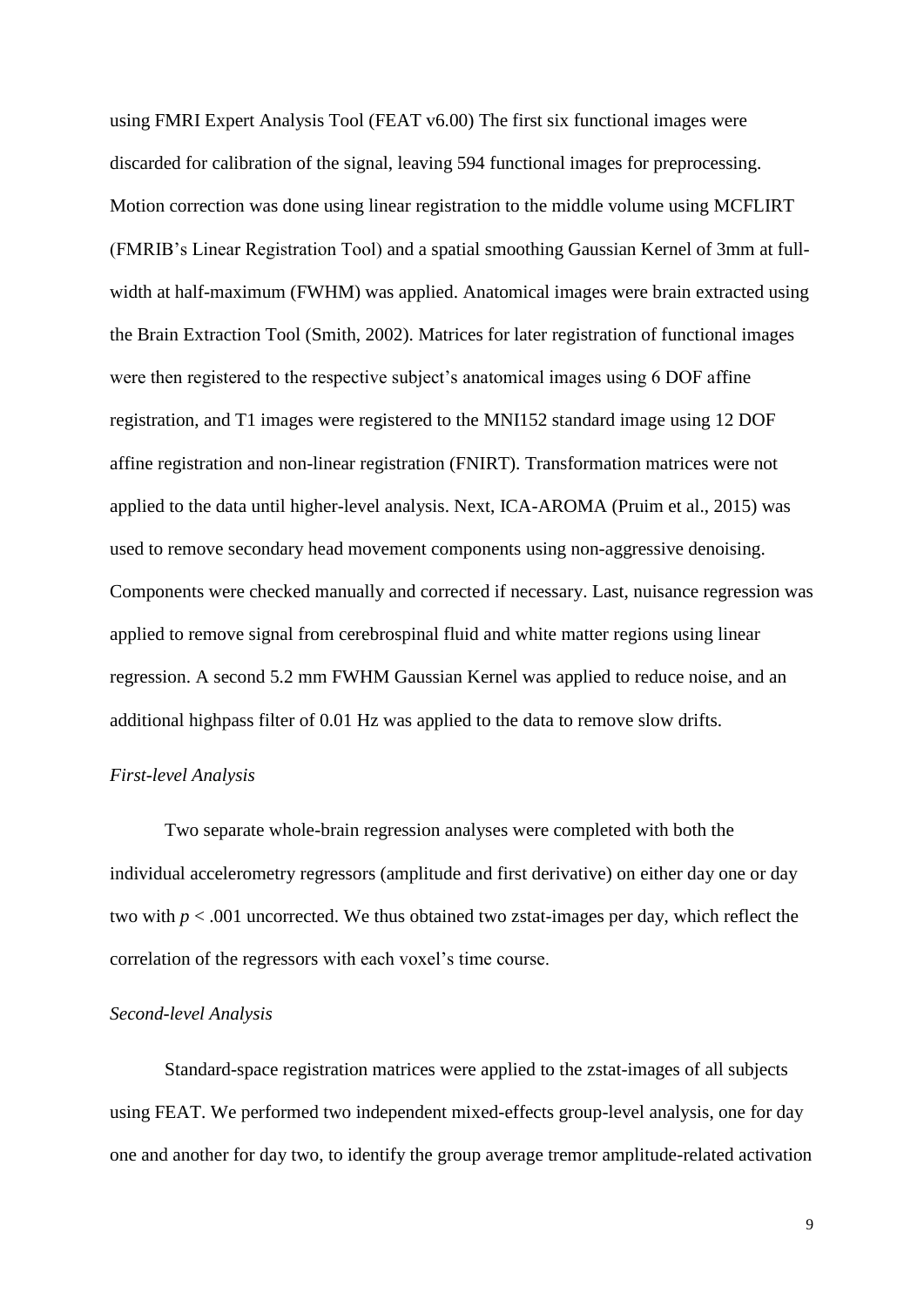using FMRI Expert Analysis Tool (FEAT v6.00) The first six functional images were discarded for calibration of the signal, leaving 594 functional images for preprocessing. Motion correction was done using linear registration to the middle volume using MCFLIRT (FMRIB's Linear Registration Tool) and a spatial smoothing Gaussian Kernel of 3mm at full-width at half-maximum (FWHM) was applied. Anatomical images were brain extracted using the Brain Extraction Tool (Smith, 2002). Matrices for later registration of functional images were then registered to the respective subject's anatomical images using 6 DOF affine registration, and T1 images were registered to the MNI152 standard image using 12 DOF affine registration and non-linear registration (FNIRT). Transformation matrices were not applied to the data until higher-level analysis. Next, ICA-AROMA (Pruim et al., 2015) was used to remove secondary head movement components using non-aggressive denoising. Components were checked manually and corrected if necessary. Last, nuisance regression was applied to remove signal from cerebrospinal fluid and white matter regions using linear regression. A second 5.2 mm FWHM Gaussian Kernel was applied to reduce noise, and an additional highpass filter of 0.01 Hz was applied to the data to remove slow drifts.

*First-level Analysis*

Two separate whole-brain regression analyses were completed with both the individual accelerometry regressors (amplitude and first derivative) on either day one or day two with $p < .001$ uncorrected. We thus obtained two zstat-images per day, which reflect the correlation of the regressors with each voxel's time course.

*Second-level Analysis*

Standard-space registration matrices were applied to the zstat-images of all subjects using FEAT. We performed two independent mixed-effects group-level analysis, one for day one and another for day two, to identify the group average tremor amplitude-related activation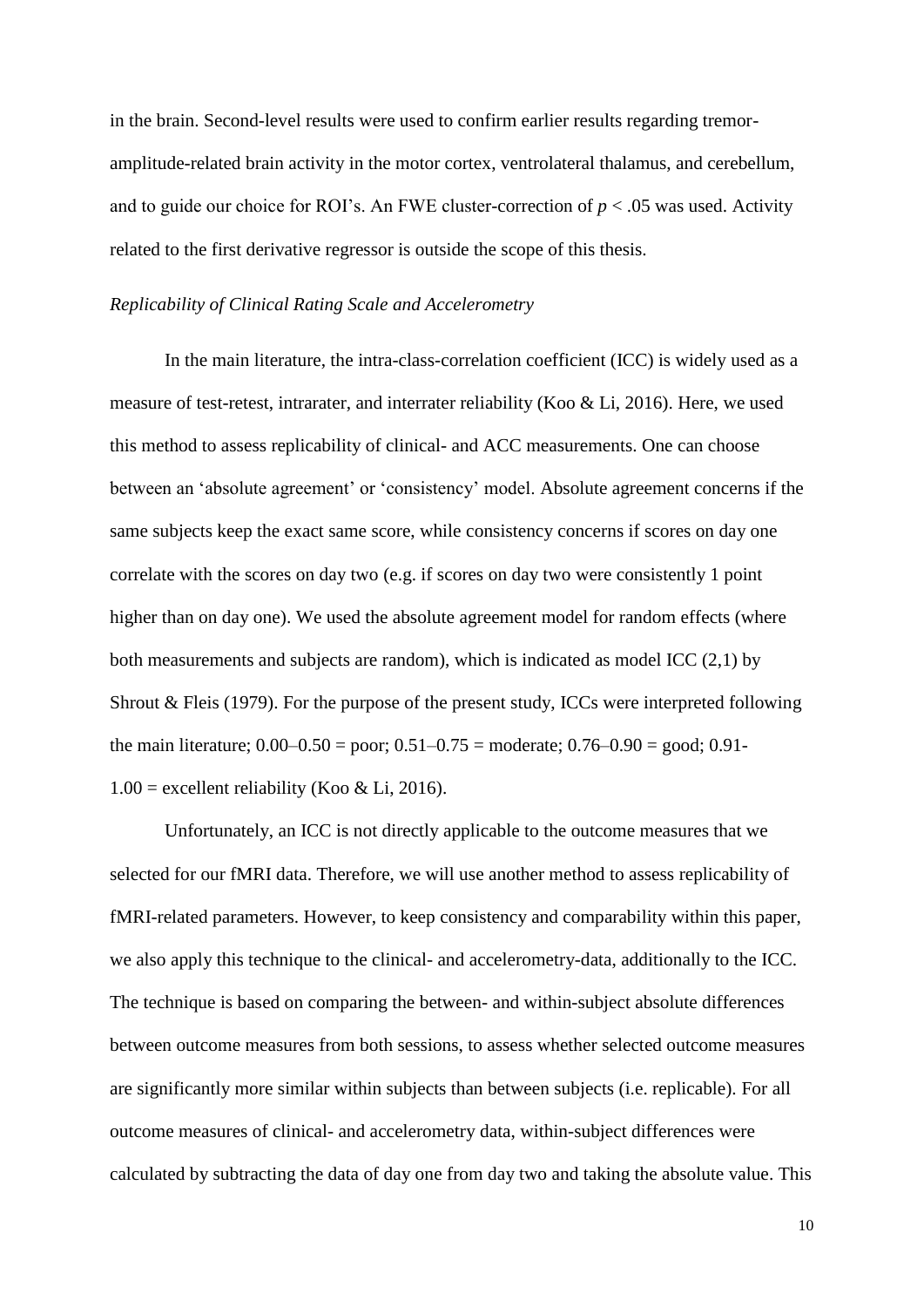in the brain. Second-level results were used to confirm earlier results regarding tremor-amplitude-related brain activity in the motor cortex, ventrolateral thalamus, and cerebellum, and to guide our choice for ROI's. An FWE cluster-correction of $p < .05$ was used. Activity related to the first derivative regressor is outside the scope of this thesis.

*Replicability of Clinical Rating Scale and Accelerometry*

In the main literature, the intra-class-correlation coefficient (ICC) is widely used as a measure of test-retest, intrarater, and interrater reliability (Koo & Li, 2016). Here, we used this method to assess replicability of clinical- and ACC measurements. One can choose between an 'absolute agreement' or 'consistency' model. Absolute agreement concerns if the same subjects keep the exact same score, while consistency concerns if scores on day one correlate with the scores on day two (e.g. if scores on day two were consistently 1 point higher than on day one). We used the absolute agreement model for random effects (where both measurements and subjects are random), which is indicated as model ICC (2,1) by Shrout & Fleis (1979). For the purpose of the present study, ICCs were interpreted following the main literature; 0.00–0.50 = poor; 0.51–0.75 = moderate; 0.76–0.90 = good; 0.91-1.00 = excellent reliability (Koo & Li, 2016).

Unfortunately, an ICC is not directly applicable to the outcome measures that we selected for our fMRI data. Therefore, we will use another method to assess replicability of fMRI-related parameters. However, to keep consistency and comparability within this paper, we also apply this technique to the clinical- and accelerometry-data, additionally to the ICC. The technique is based on comparing the between- and within-subject absolute differences between outcome measures from both sessions, to assess whether selected outcome measures are significantly more similar within subjects than between subjects (i.e. replicable). For all outcome measures of clinical- and accelerometry data, within-subject differences were calculated by subtracting the data of day one from day two and taking the absolute value. This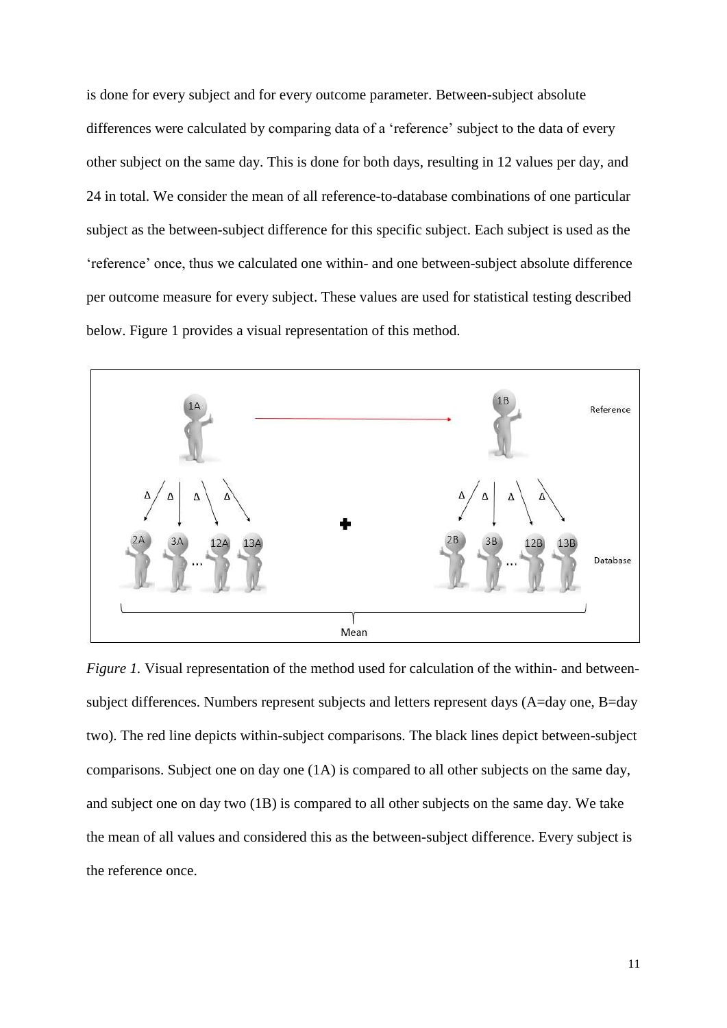is done for every subject and for every outcome parameter. Between-subject absolute differences were calculated by comparing data of a 'reference' subject to the data of every other subject on the same day. This is done for both days, resulting in 12 values per day, and 24 in total. We consider the mean of all reference-to-database combinations of one particular subject as the between-subject difference for this specific subject. Each subject is used as the 'reference' once, thus we calculated one within- and one between-subject absolute difference per outcome measure for every subject. These values are used for statistical testing described below. Figure 1 provides a visual representation of this method.

*Figure 1.* Visual representation of the method used for calculation of the within- and between-subject differences. Numbers represent subjects and letters represent days (A=day one, B=day two). The red line depicts within-subject comparisons. The black lines depict between-subject comparisons. Subject one on day one (1A) is compared to all other subjects on the same day, and subject one on day two (1B) is compared to all other subjects on the same day. We take the mean of all values and considered this as the between-subject difference. Every subject is the reference once.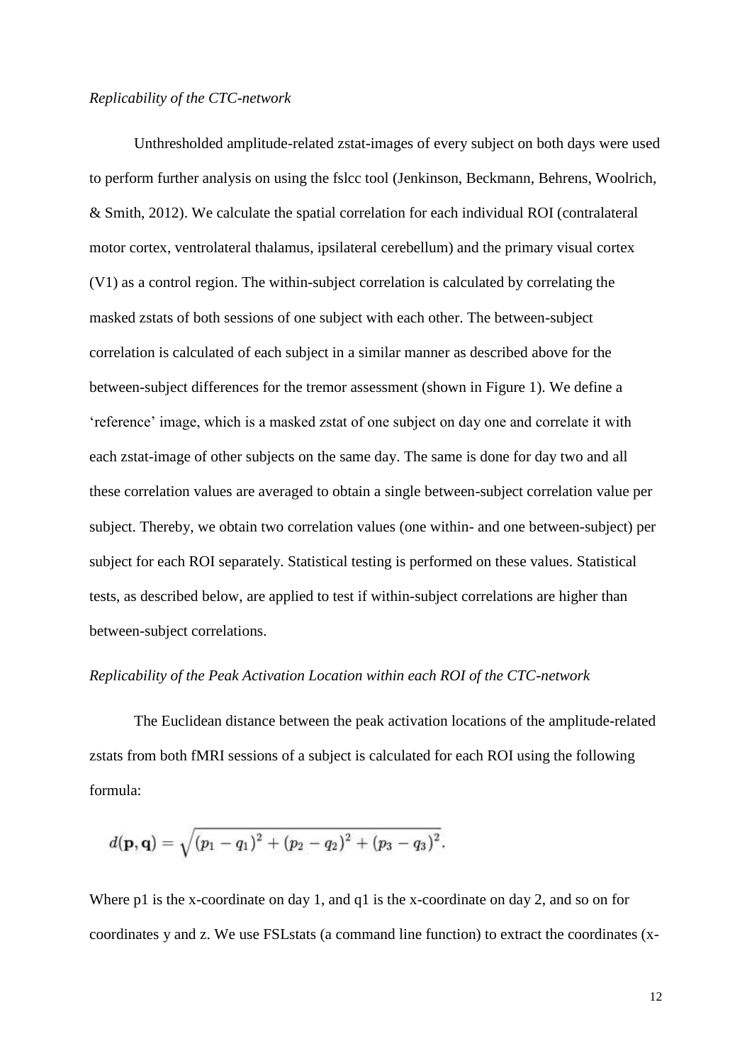*Replicability of the CTC-network*

Unthresholded amplitude-related zstat-images of every subject on both days were used to perform further analysis on using the fslcc tool (Jenkinson, Beckmann, Behrens, Woolrich, & Smith, 2012). We calculate the spatial correlation for each individual ROI (contralateral motor cortex, ventrolateral thalamus, ipsilateral cerebellum) and the primary visual cortex (V1) as a control region. The within-subject correlation is calculated by correlating the masked zstats of both sessions of one subject with each other. The between-subject correlation is calculated of each subject in a similar manner as described above for the between-subject differences for the tremor assessment (shown in Figure 1). We define a 'reference' image, which is a masked zstat of one subject on day one and correlate it with each zstat-image of other subjects on the same day. The same is done for day two and all these correlation values are averaged to obtain a single between-subject correlation value per subject. Thereby, we obtain two correlation values (one within- and one between-subject) per subject for each ROI separately. Statistical testing is performed on these values. Statistical tests, as described below, are applied to test if within-subject correlations are higher than between-subject correlations.

*Replicability of the Peak Activation Location within each ROI of the CTC-network*

The Euclidean distance between the peak activation locations of the amplitude-related zstats from both fMRI sessions of a subject is calculated for each ROI using the following formula:

$$d(\mathbf{p}, \mathbf{q}) = \sqrt{(p_1 - q_1)^2 + (p_2 - q_2)^2 + (p_3 - q_3)^2}.$$

Where p1 is the x-coordinate on day 1, and q1 is the x-coordinate on day 2, and so on for coordinates y and z. We use FSLstats (a command line function) to extract the coordinates (x-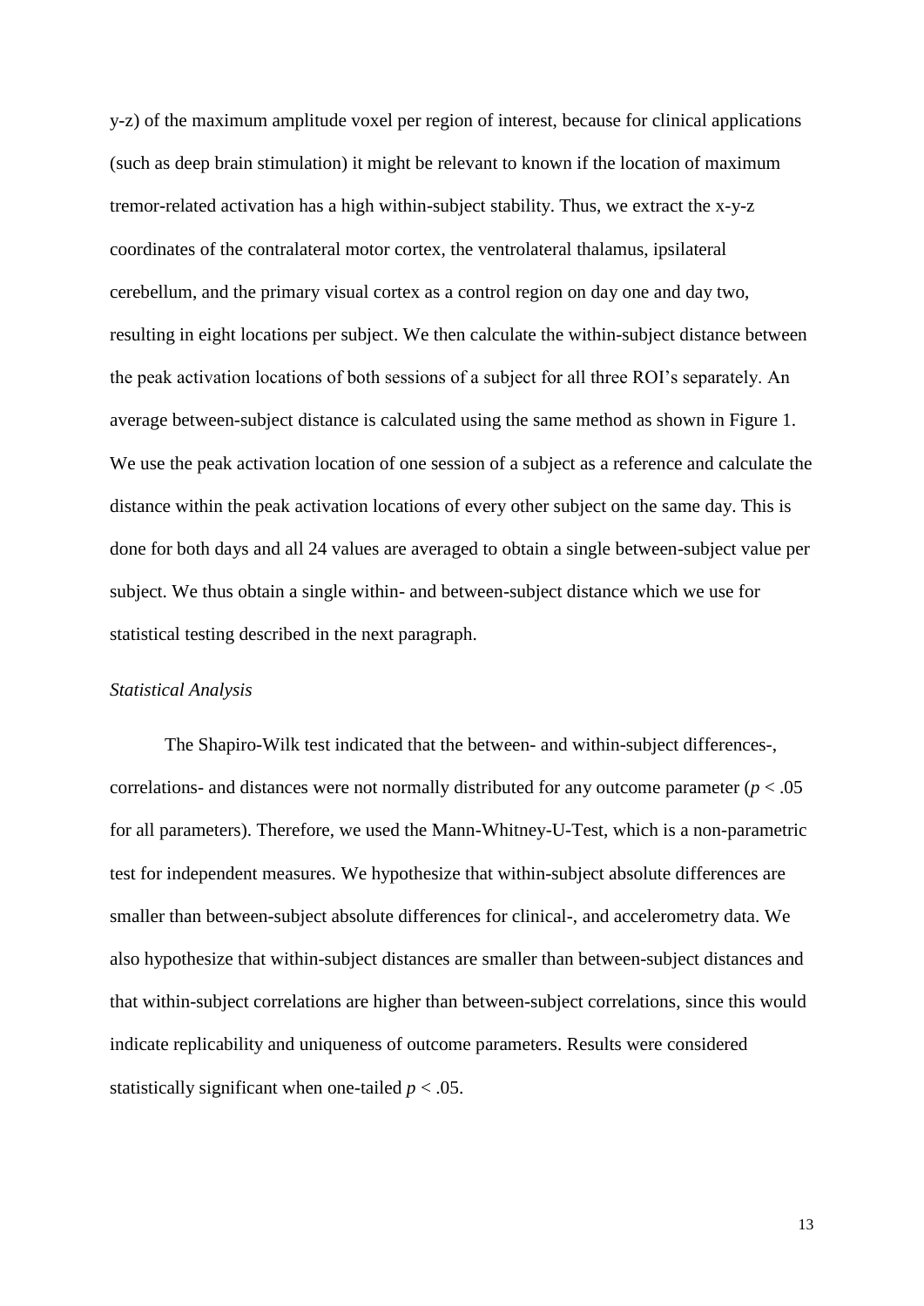y-z) of the maximum amplitude voxel per region of interest, because for clinical applications (such as deep brain stimulation) it might be relevant to known if the location of maximum tremor-related activation has a high within-subject stability. Thus, we extract the x-y-z coordinates of the contralateral motor cortex, the ventrolateral thalamus, ipsilateral cerebellum, and the primary visual cortex as a control region on day one and day two, resulting in eight locations per subject. We then calculate the within-subject distance between the peak activation locations of both sessions of a subject for all three ROI's separately. An average between-subject distance is calculated using the same method as shown in Figure 1. We use the peak activation location of one session of a subject as a reference and calculate the distance within the peak activation locations of every other subject on the same day. This is done for both days and all 24 values are averaged to obtain a single between-subject value per subject. We thus obtain a single within- and between-subject distance which we use for statistical testing described in the next paragraph.

*Statistical Analysis*

The Shapiro-Wilk test indicated that the between- and within-subject differences-, correlations- and distances were not normally distributed for any outcome parameter ($p < .05$ for all parameters). Therefore, we used the Mann-Whitney-U-Test, which is a non-parametric test for independent measures. We hypothesize that within-subject absolute differences are smaller than between-subject absolute differences for clinical-, and accelerometry data. We also hypothesize that within-subject distances are smaller than between-subject distances and that within-subject correlations are higher than between-subject correlations, since this would indicate replicability and uniqueness of outcome parameters. Results were considered statistically significant when one-tailed $p < .05$.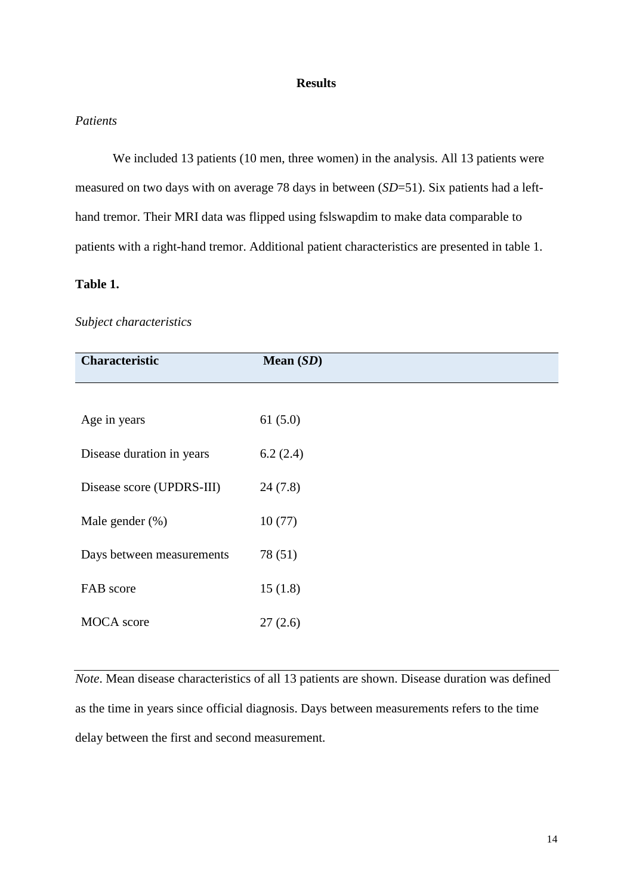# Results

*Patients*

We included 13 patients (10 men, three women) in the analysis. All 13 patients were measured on two days with on average 78 days in between (*SD*=51). Six patients had a left-hand tremor. Their MRI data was flipped using fslswapdim to make data comparable to patients with a right-hand tremor. Additional patient characteristics are presented in table 1.

**Table 1.**

*Subject characteristics*

| Characteristic | Mean (*SD*) |
|---|---|
| Age in years | 61 (5.0) |
| Disease duration in years | 6.2 (2.4) |
| Disease score (UPDRS-III) | 24 (7.8) |
| Male gender (%) | 10 (77) |
| Days between measurements | 78 (51) |
| FAB score | 15 (1.8) |
| MOCA score | 27 (2.6) |

*Note*. Mean disease characteristics of all 13 patients are shown. Disease duration was defined as the time in years since official diagnosis. Days between measurements refers to the time delay between the first and second measurement.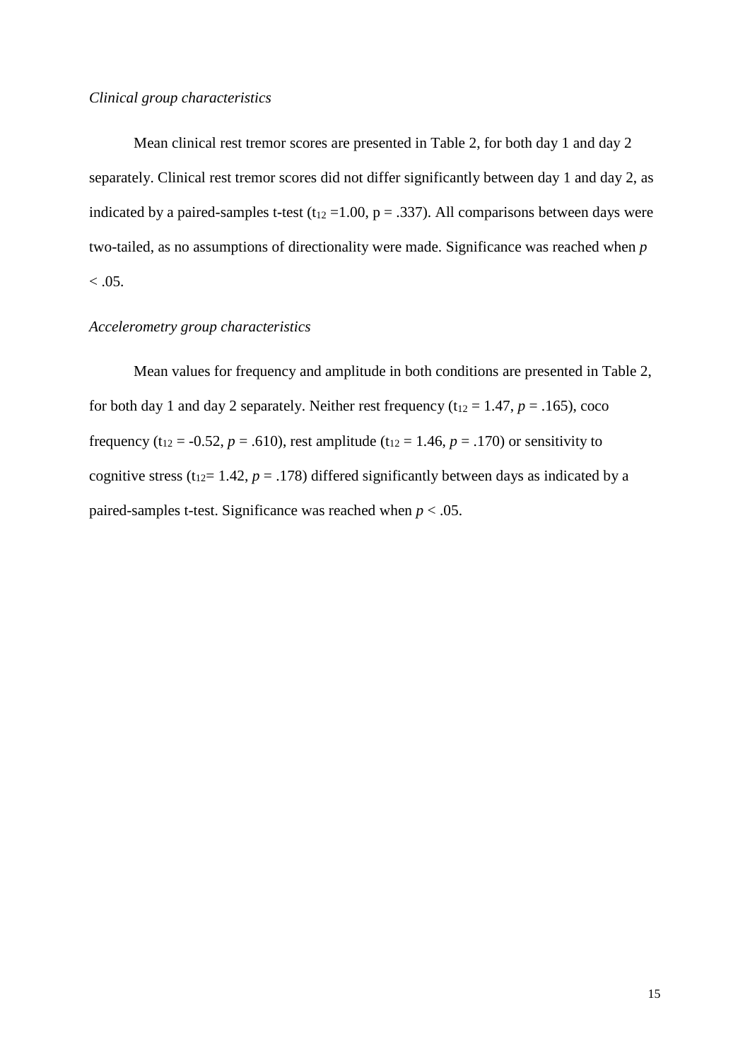*Clinical group characteristics*

Mean clinical rest tremor scores are presented in Table 2, for both day 1 and day 2 separately. Clinical rest tremor scores did not differ significantly between day 1 and day 2, as indicated by a paired-samples t-test ($t_{12}$ =1.00, p = .337). All comparisons between days were two-tailed, as no assumptions of directionality were made. Significance was reached when $p < .05$.

*Accelerometry group characteristics*

Mean values for frequency and amplitude in both conditions are presented in Table 2, for both day 1 and day 2 separately. Neither rest frequency ($t_{12}$ = 1.47, $p$ = .165), coco frequency ($t_{12}$ = -0.52, $p$ = .610), rest amplitude ($t_{12}$ = 1.46, $p$ = .170) or sensitivity to cognitive stress ($t_{12}$= 1.42, $p$ = .178) differed significantly between days as indicated by a paired-samples t-test. Significance was reached when $p < .05$.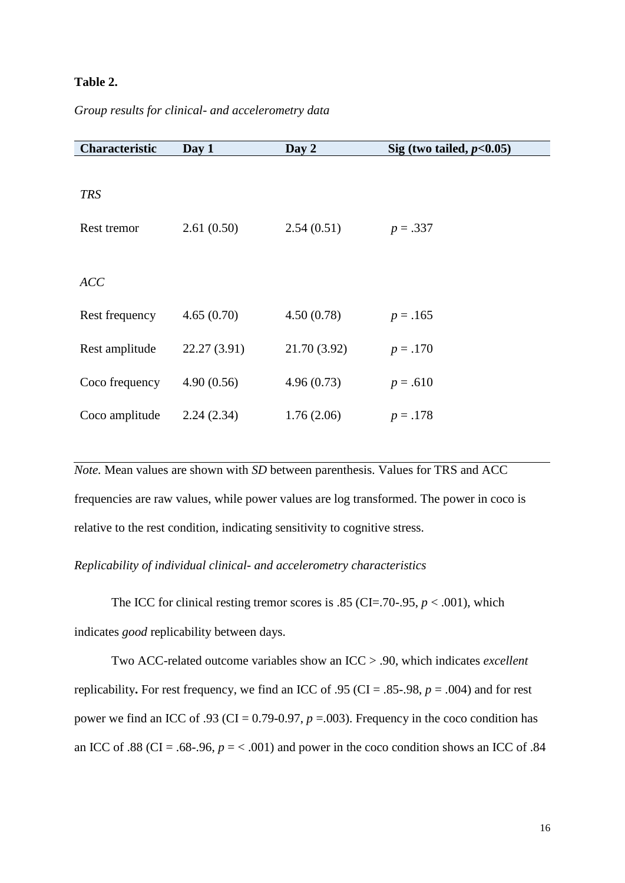**Table 2.**

*Group results for clinical- and accelerometry data*

| Characteristic | Day 1 | Day 2 | Sig (two tailed, $p$<0.05) |
|---|---|---|---|
| *TRS* | | | |
| Rest tremor | 2.61 (0.50) | 2.54 (0.51) | $p$ = .337 |
| *ACC* | | | |
| Rest frequency | 4.65 (0.70) | 4.50 (0.78) | $p$ = .165 |
| Rest amplitude | 22.27 (3.91) | 21.70 (3.92) | $p$ = .170 |
| Coco frequency | 4.90 (0.56) | 4.96 (0.73) | $p$ = .610 |
| Coco amplitude | 2.24 (2.34) | 1.76 (2.06) | $p$ = .178 |

*Note.* Mean values are shown with *SD* between parenthesis. Values for TRS and ACC frequencies are raw values, while power values are log transformed. The power in coco is relative to the rest condition, indicating sensitivity to cognitive stress.

*Replicability of individual clinical- and accelerometry characteristics*

The ICC for clinical resting tremor scores is .85 (CI=.70-.95, $p$ < .001), which indicates *good* replicability between days.

Two ACC-related outcome variables show an ICC > .90, which indicates *excellent* replicability**.** For rest frequency, we find an ICC of .95 (CI = .85-.98, $p$ = .004) and for rest power we find an ICC of .93 (CI = 0.79-0.97, $p$ =.003). Frequency in the coco condition has an ICC of .88 (CI = .68-.96, $p$ = < .001) and power in the coco condition shows an ICC of .84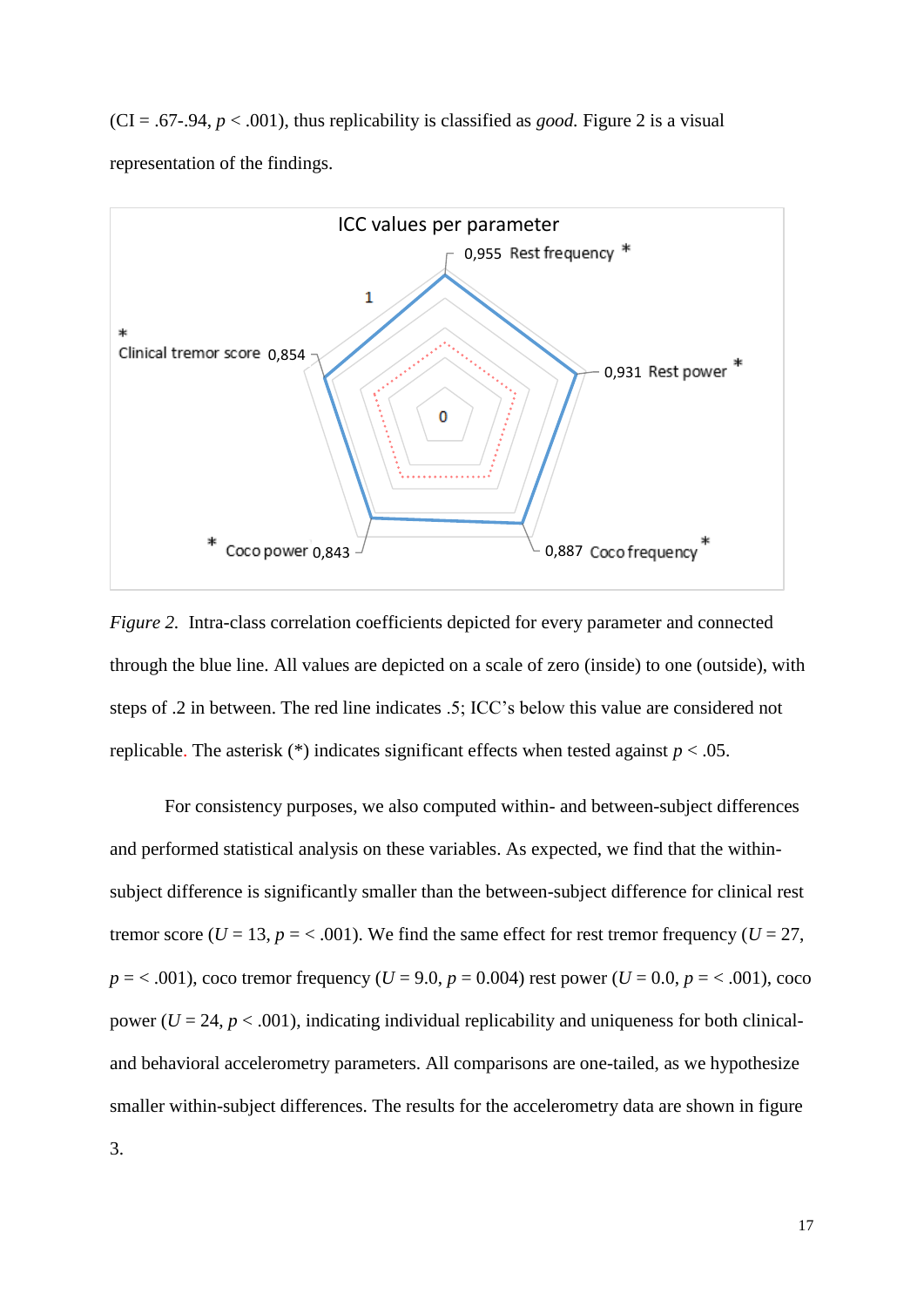(CI = .67-.94, $p < .001$), thus replicability is classified as *good.* Figure 2 is a visual representation of the findings.

ICC values per parameter

0,955 Rest frequency *

0,931 Rest power *

0,887 Coco frequency *

Coco power 0,843 *

Clinical tremor score 0,854 *

1

0

*Figure 2.* Intra-class correlation coefficients depicted for every parameter and connected through the blue line. All values are depicted on a scale of zero (inside) to one (outside), with steps of .2 in between. The red line indicates .5; ICC's below this value are considered not replicable. The asterisk (*) indicates significant effects when tested against $p < .05$.

For consistency purposes, we also computed within- and between-subject differences and performed statistical analysis on these variables. As expected, we find that the within-subject difference is significantly smaller than the between-subject difference for clinical rest tremor score ($U = 13$, $p = < .001$). We find the same effect for rest tremor frequency ($U = 27$, $p = < .001$), coco tremor frequency ($U = 9.0$, $p = 0.004$) rest power ($U = 0.0$, $p = < .001$), coco power ($U = 24$, $p < .001$), indicating individual replicability and uniqueness for both clinical- and behavioral accelerometry parameters. All comparisons are one-tailed, as we hypothesize smaller within-subject differences. The results for the accelerometry data are shown in figure 3.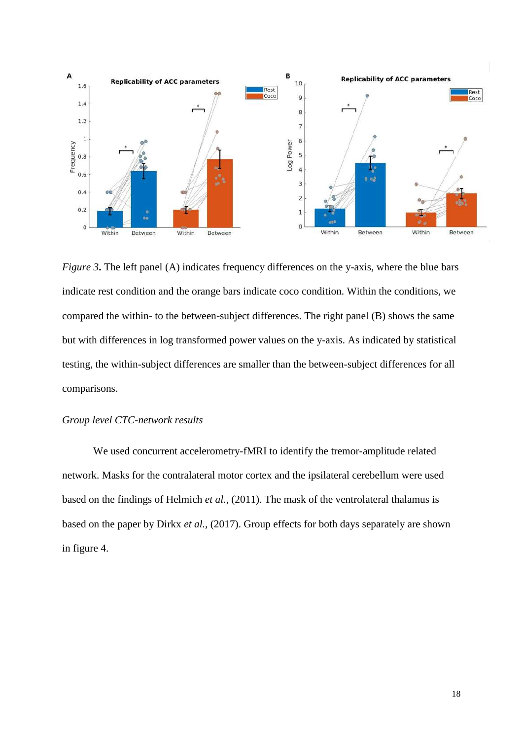*Figure 3***.** The left panel (A) indicates frequency differences on the y-axis, where the blue bars indicate rest condition and the orange bars indicate coco condition. Within the conditions, we compared the within- to the between-subject differences. The right panel (B) shows the same but with differences in log transformed power values on the y-axis. As indicated by statistical testing, the within-subject differences are smaller than the between-subject differences for all comparisons.

*Group level CTC-network results*

We used concurrent accelerometry-fMRI to identify the tremor-amplitude related network. Masks for the contralateral motor cortex and the ipsilateral cerebellum were used based on the findings of Helmich *et al.*, (2011). The mask of the ventrolateral thalamus is based on the paper by Dirkx *et al.*, (2017). Group effects for both days separately are shown in figure 4.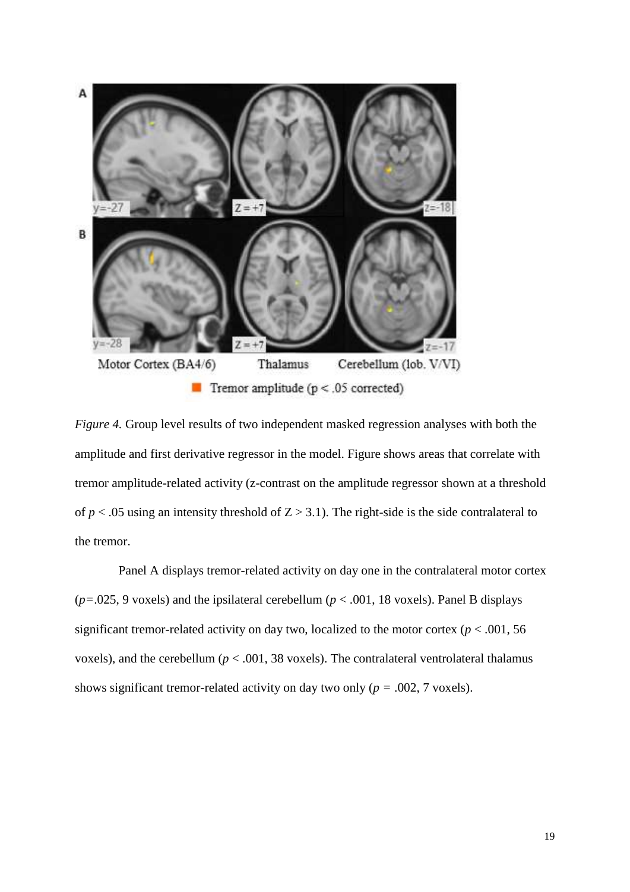*Figure 4.* Group level results of two independent masked regression analyses with both the amplitude and first derivative regressor in the model. Figure shows areas that correlate with tremor amplitude-related activity (z-contrast on the amplitude regressor shown at a threshold of $p < .05$ using an intensity threshold of $Z > 3.1$). The right-side is the side contralateral to the tremor.

Panel A displays tremor-related activity on day one in the contralateral motor cortex ($p = .025$, 9 voxels) and the ipsilateral cerebellum ($p < .001$, 18 voxels). Panel B displays significant tremor-related activity on day two, localized to the motor cortex ($p < .001$, 56 voxels), and the cerebellum ($p < .001$, 38 voxels). The contralateral ventrolateral thalamus shows significant tremor-related activity on day two only ($p = .002$, 7 voxels).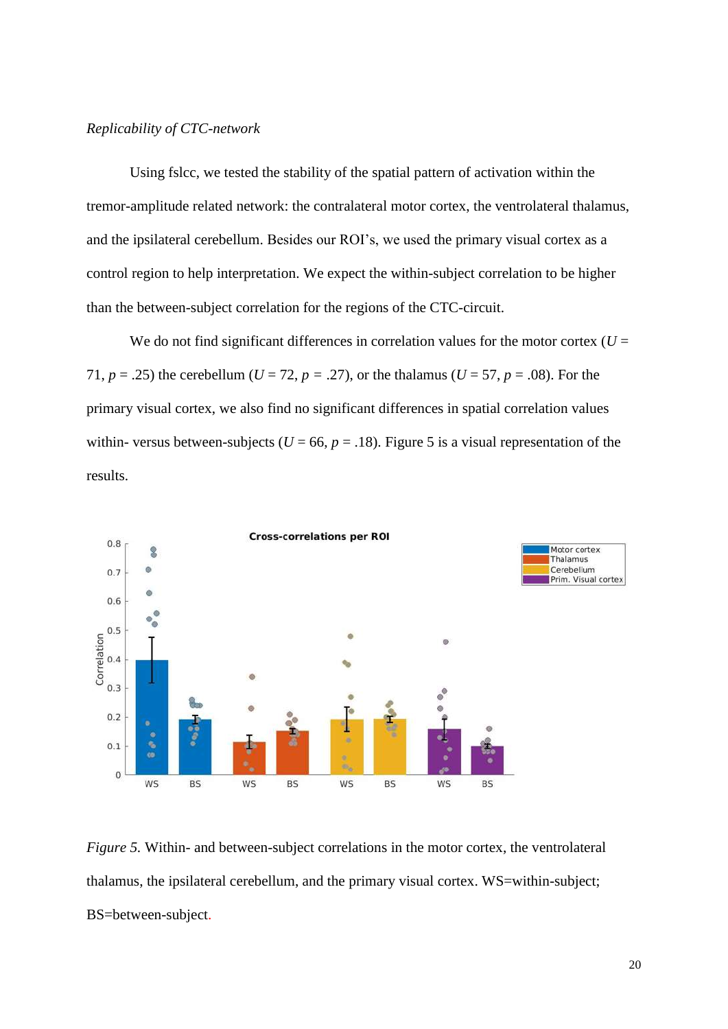*Replicability of CTC-network*

Using fslcc, we tested the stability of the spatial pattern of activation within the tremor-amplitude related network: the contralateral motor cortex, the ventrolateral thalamus, and the ipsilateral cerebellum. Besides our ROI's, we used the primary visual cortex as a control region to help interpretation. We expect the within-subject correlation to be higher than the between-subject correlation for the regions of the CTC-circuit.

We do not find significant differences in correlation values for the motor cortex ($U$ = 71, $p$ = .25) the cerebellum ($U$ = 72, $p$ = .27), or the thalamus ($U$ = 57, $p$ = .08). For the primary visual cortex, we also find no significant differences in spatial correlation values within- versus between-subjects ($U$ = 66, $p$ = .18). Figure 5 is a visual representation of the results.

*Figure 5.* Within- and between-subject correlations in the motor cortex, the ventrolateral thalamus, the ipsilateral cerebellum, and the primary visual cortex. WS=within-subject; BS=between-subject.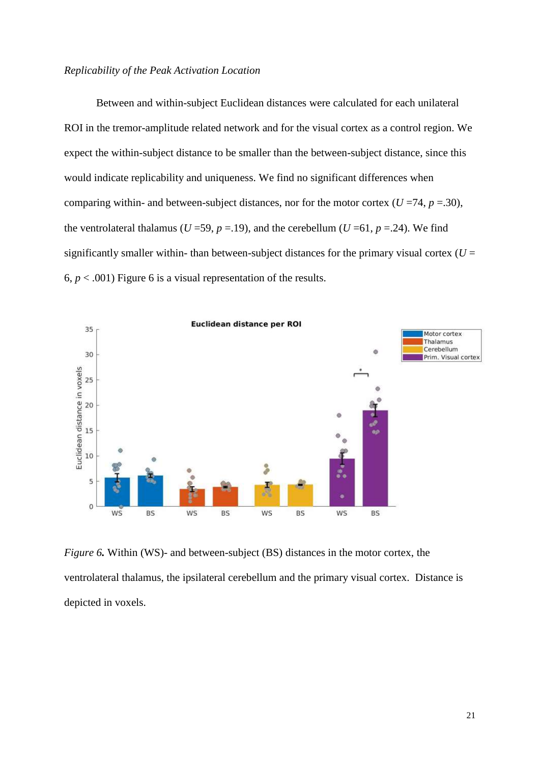*Replicability of the Peak Activation Location*

Between and within-subject Euclidean distances were calculated for each unilateral ROI in the tremor-amplitude related network and for the visual cortex as a control region. We expect the within-subject distance to be smaller than the between-subject distance, since this would indicate replicability and uniqueness. We find no significant differences when comparing within- and between-subject distances, nor for the motor cortex ($U$ =74, $p$ =.30), the ventrolateral thalamus ($U$ =59, $p$ =.19), and the cerebellum ($U$ =61, $p$ =.24). We find significantly smaller within- than between-subject distances for the primary visual cortex ($U$ = 6, $p$ < .001) Figure 6 is a visual representation of the results.

*Figure 6.* Within (WS)- and between-subject (BS) distances in the motor cortex, the ventrolateral thalamus, the ipsilateral cerebellum and the primary visual cortex. Distance is depicted in voxels.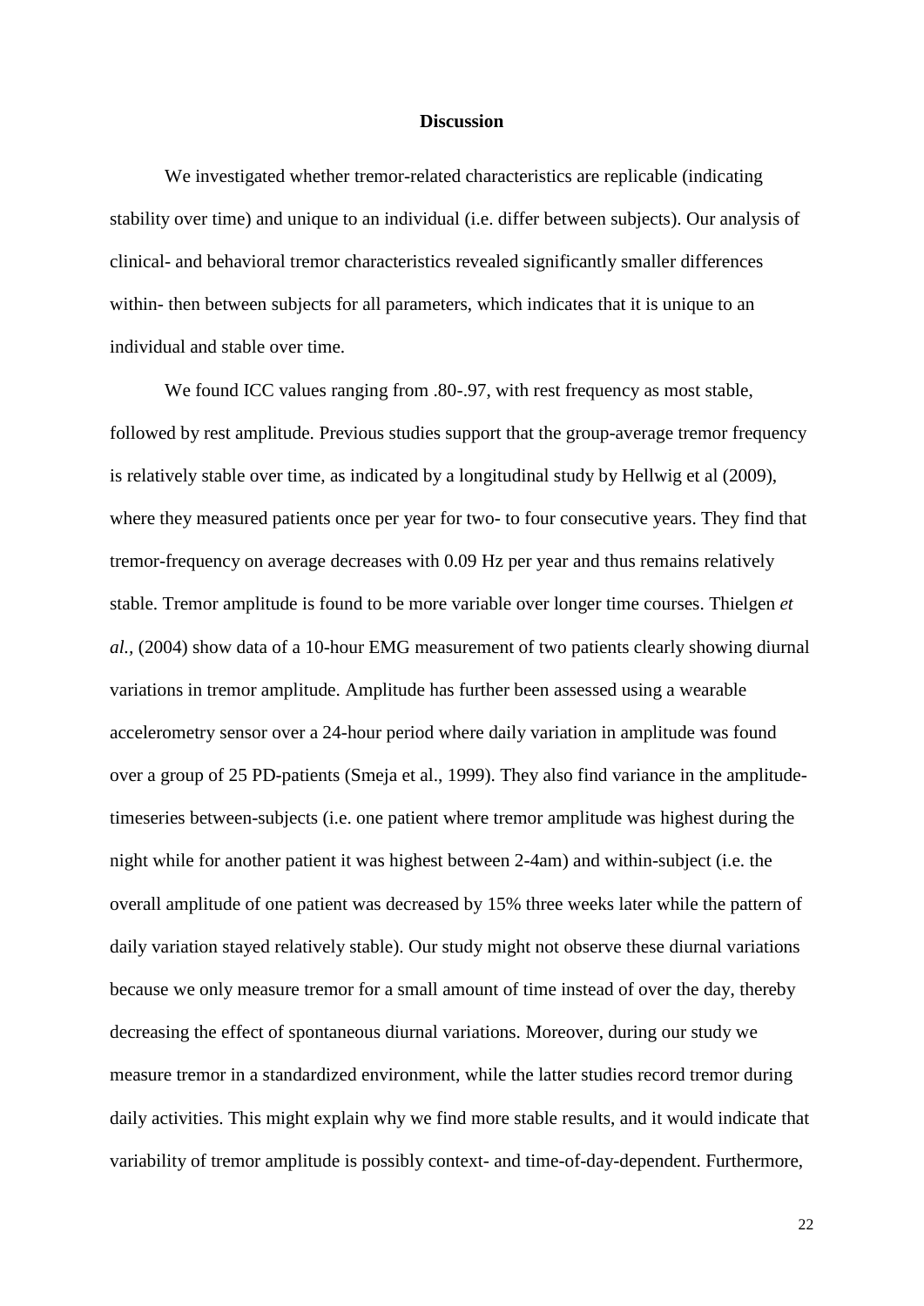# Discussion

We investigated whether tremor-related characteristics are replicable (indicating stability over time) and unique to an individual (i.e. differ between subjects). Our analysis of clinical- and behavioral tremor characteristics revealed significantly smaller differences within- then between subjects for all parameters, which indicates that it is unique to an individual and stable over time.

We found ICC values ranging from .80-.97, with rest frequency as most stable, followed by rest amplitude. Previous studies support that the group-average tremor frequency is relatively stable over time, as indicated by a longitudinal study by Hellwig et al (2009), where they measured patients once per year for two- to four consecutive years. They find that tremor-frequency on average decreases with 0.09 Hz per year and thus remains relatively stable. Tremor amplitude is found to be more variable over longer time courses. Thielgen *et al.,* (2004) show data of a 10-hour EMG measurement of two patients clearly showing diurnal variations in tremor amplitude. Amplitude has further been assessed using a wearable accelerometry sensor over a 24-hour period where daily variation in amplitude was found over a group of 25 PD-patients (Smeja et al., 1999). They also find variance in the amplitude-timeseries between-subjects (i.e. one patient where tremor amplitude was highest during the night while for another patient it was highest between 2-4am) and within-subject (i.e. the overall amplitude of one patient was decreased by 15% three weeks later while the pattern of daily variation stayed relatively stable). Our study might not observe these diurnal variations because we only measure tremor for a small amount of time instead of over the day, thereby decreasing the effect of spontaneous diurnal variations. Moreover, during our study we measure tremor in a standardized environment, while the latter studies record tremor during daily activities. This might explain why we find more stable results, and it would indicate that variability of tremor amplitude is possibly context- and time-of-day-dependent. Furthermore,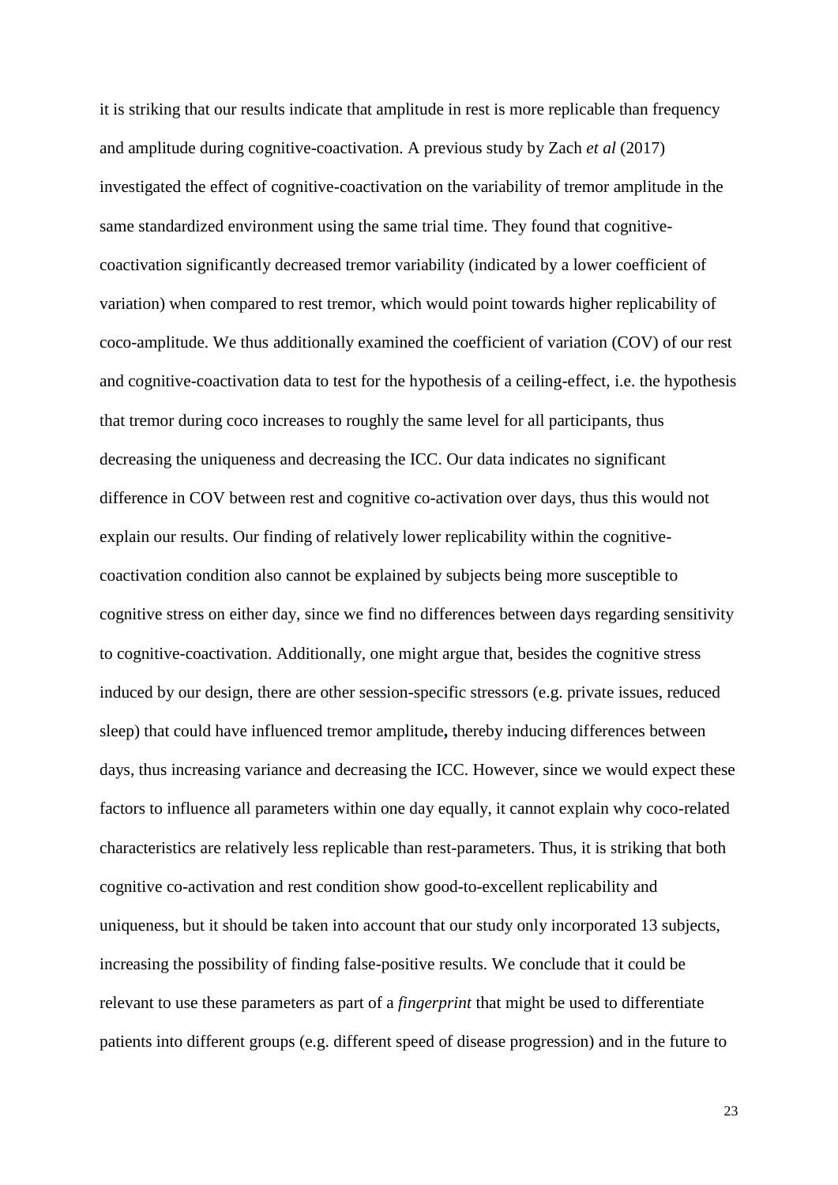it is striking that our results indicate that amplitude in rest is more replicable than frequency and amplitude during cognitive-coactivation. A previous study by Zach *et al* (2017) investigated the effect of cognitive-coactivation on the variability of tremor amplitude in the same standardized environment using the same trial time. They found that cognitive-coactivation significantly decreased tremor variability (indicated by a lower coefficient of variation) when compared to rest tremor, which would point towards higher replicability of coco-amplitude. We thus additionally examined the coefficient of variation (COV) of our rest and cognitive-coactivation data to test for the hypothesis of a ceiling-effect, i.e. the hypothesis that tremor during coco increases to roughly the same level for all participants, thus decreasing the uniqueness and decreasing the ICC. Our data indicates no significant difference in COV between rest and cognitive co-activation over days, thus this would not explain our results. Our finding of relatively lower replicability within the cognitive-coactivation condition also cannot be explained by subjects being more susceptible to cognitive stress on either day, since we find no differences between days regarding sensitivity to cognitive-coactivation. Additionally, one might argue that, besides the cognitive stress induced by our design, there are other session-specific stressors (e.g. private issues, reduced sleep) that could have influenced tremor amplitude**,** thereby inducing differences between days, thus increasing variance and decreasing the ICC. However, since we would expect these factors to influence all parameters within one day equally, it cannot explain why coco-related characteristics are relatively less replicable than rest-parameters. Thus, it is striking that both cognitive co-activation and rest condition show good-to-excellent replicability and uniqueness, but it should be taken into account that our study only incorporated 13 subjects, increasing the possibility of finding false-positive results. We conclude that it could be relevant to use these parameters as part of a *fingerprint* that might be used to differentiate patients into different groups (e.g. different speed of disease progression) and in the future to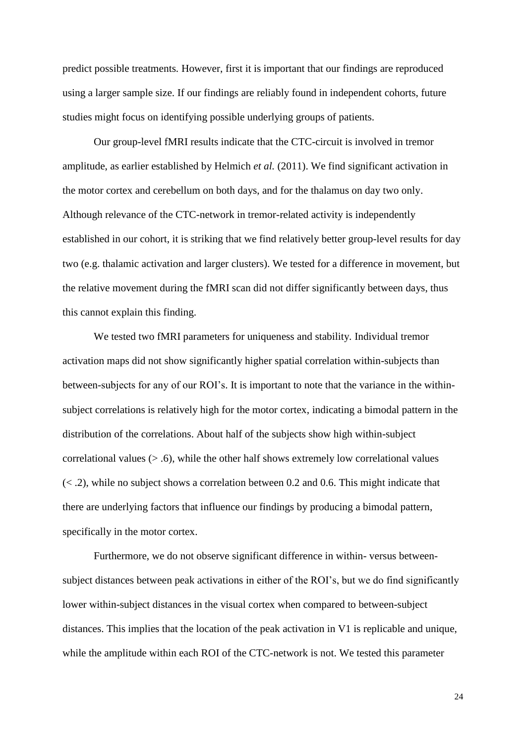predict possible treatments. However, first it is important that our findings are reproduced using a larger sample size. If our findings are reliably found in independent cohorts, future studies might focus on identifying possible underlying groups of patients.

Our group-level fMRI results indicate that the CTC-circuit is involved in tremor amplitude, as earlier established by Helmich *et al.* (2011). We find significant activation in the motor cortex and cerebellum on both days, and for the thalamus on day two only. Although relevance of the CTC-network in tremor-related activity is independently established in our cohort, it is striking that we find relatively better group-level results for day two (e.g. thalamic activation and larger clusters). We tested for a difference in movement, but the relative movement during the fMRI scan did not differ significantly between days, thus this cannot explain this finding.

We tested two fMRI parameters for uniqueness and stability. Individual tremor activation maps did not show significantly higher spatial correlation within-subjects than between-subjects for any of our ROI's. It is important to note that the variance in the within-subject correlations is relatively high for the motor cortex, indicating a bimodal pattern in the distribution of the correlations. About half of the subjects show high within-subject correlational values (> .6), while the other half shows extremely low correlational values (< .2), while no subject shows a correlation between 0.2 and 0.6. This might indicate that there are underlying factors that influence our findings by producing a bimodal pattern, specifically in the motor cortex.

Furthermore, we do not observe significant difference in within- versus between-subject distances between peak activations in either of the ROI's, but we do find significantly lower within-subject distances in the visual cortex when compared to between-subject distances. This implies that the location of the peak activation in V1 is replicable and unique, while the amplitude within each ROI of the CTC-network is not. We tested this parameter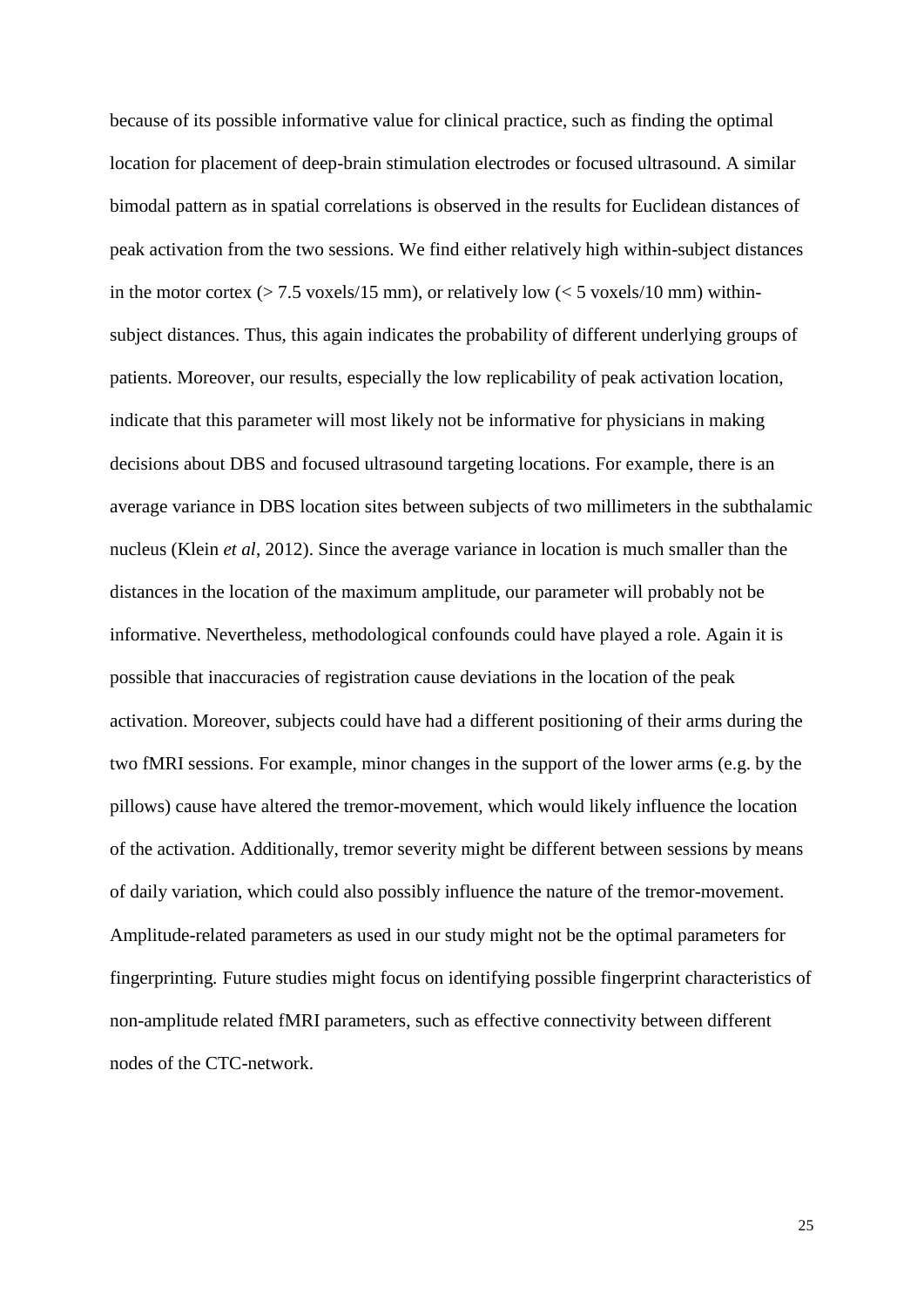because of its possible informative value for clinical practice, such as finding the optimal location for placement of deep-brain stimulation electrodes or focused ultrasound. A similar bimodal pattern as in spatial correlations is observed in the results for Euclidean distances of peak activation from the two sessions. We find either relatively high within-subject distances in the motor cortex (> 7.5 voxels/15 mm), or relatively low (< 5 voxels/10 mm) within-subject distances. Thus, this again indicates the probability of different underlying groups of patients. Moreover, our results, especially the low replicability of peak activation location, indicate that this parameter will most likely not be informative for physicians in making decisions about DBS and focused ultrasound targeting locations. For example, there is an average variance in DBS location sites between subjects of two millimeters in the subthalamic nucleus (Klein *et al*, 2012). Since the average variance in location is much smaller than the distances in the location of the maximum amplitude, our parameter will probably not be informative. Nevertheless, methodological confounds could have played a role. Again it is possible that inaccuracies of registration cause deviations in the location of the peak activation. Moreover, subjects could have had a different positioning of their arms during the two fMRI sessions. For example, minor changes in the support of the lower arms (e.g. by the pillows) cause have altered the tremor-movement, which would likely influence the location of the activation. Additionally, tremor severity might be different between sessions by means of daily variation, which could also possibly influence the nature of the tremor-movement. Amplitude-related parameters as used in our study might not be the optimal parameters for fingerprinting. Future studies might focus on identifying possible fingerprint characteristics of non-amplitude related fMRI parameters, such as effective connectivity between different nodes of the CTC-network.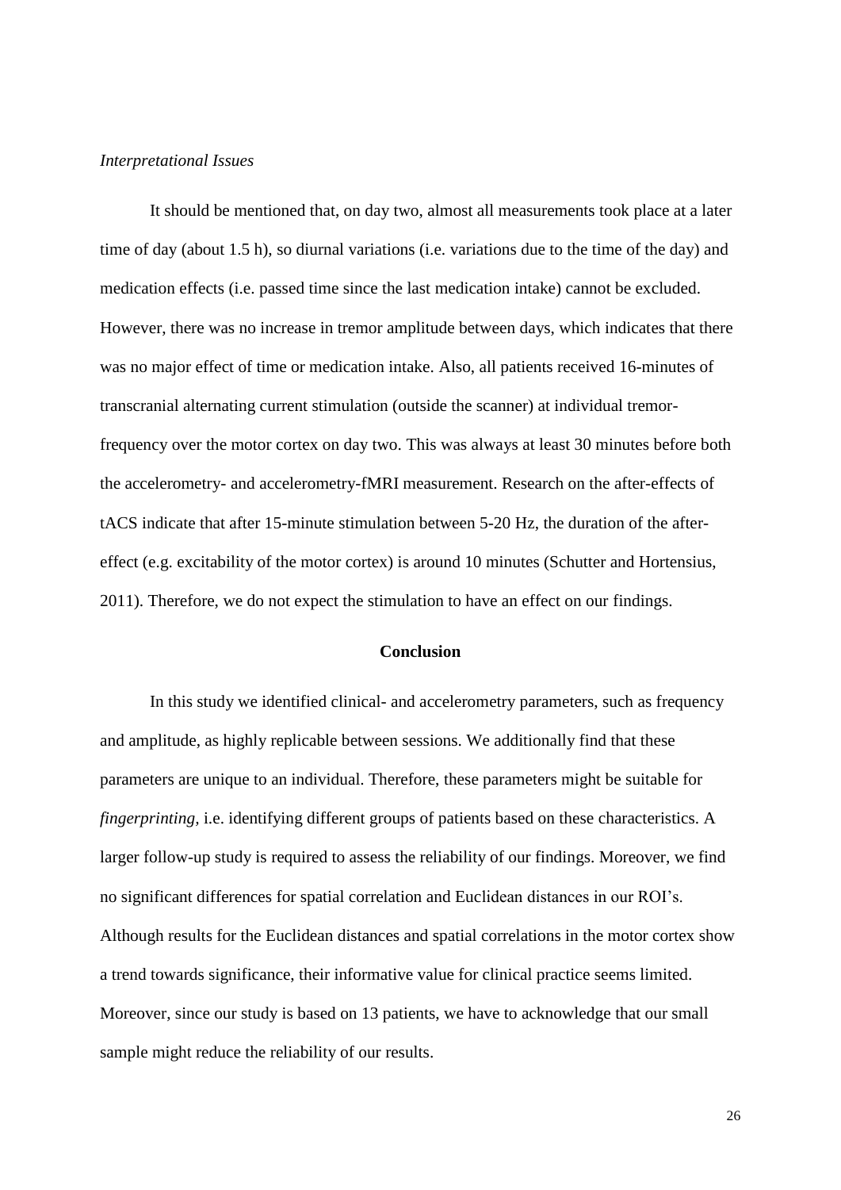*Interpretational Issues*

It should be mentioned that, on day two, almost all measurements took place at a later time of day (about 1.5 h), so diurnal variations (i.e. variations due to the time of the day) and medication effects (i.e. passed time since the last medication intake) cannot be excluded. However, there was no increase in tremor amplitude between days, which indicates that there was no major effect of time or medication intake. Also, all patients received 16-minutes of transcranial alternating current stimulation (outside the scanner) at individual tremor-frequency over the motor cortex on day two. This was always at least 30 minutes before both the accelerometry- and accelerometry-fMRI measurement. Research on the after-effects of tACS indicate that after 15-minute stimulation between 5-20 Hz, the duration of the after-effect (e.g. excitability of the motor cortex) is around 10 minutes (Schutter and Hortensius, 2011). Therefore, we do not expect the stimulation to have an effect on our findings.

## Conclusion

In this study we identified clinical- and accelerometry parameters, such as frequency and amplitude, as highly replicable between sessions. We additionally find that these parameters are unique to an individual. Therefore, these parameters might be suitable for *fingerprinting*, i.e. identifying different groups of patients based on these characteristics. A larger follow-up study is required to assess the reliability of our findings. Moreover, we find no significant differences for spatial correlation and Euclidean distances in our ROI's. Although results for the Euclidean distances and spatial correlations in the motor cortex show a trend towards significance, their informative value for clinical practice seems limited. Moreover, since our study is based on 13 patients, we have to acknowledge that our small sample might reduce the reliability of our results.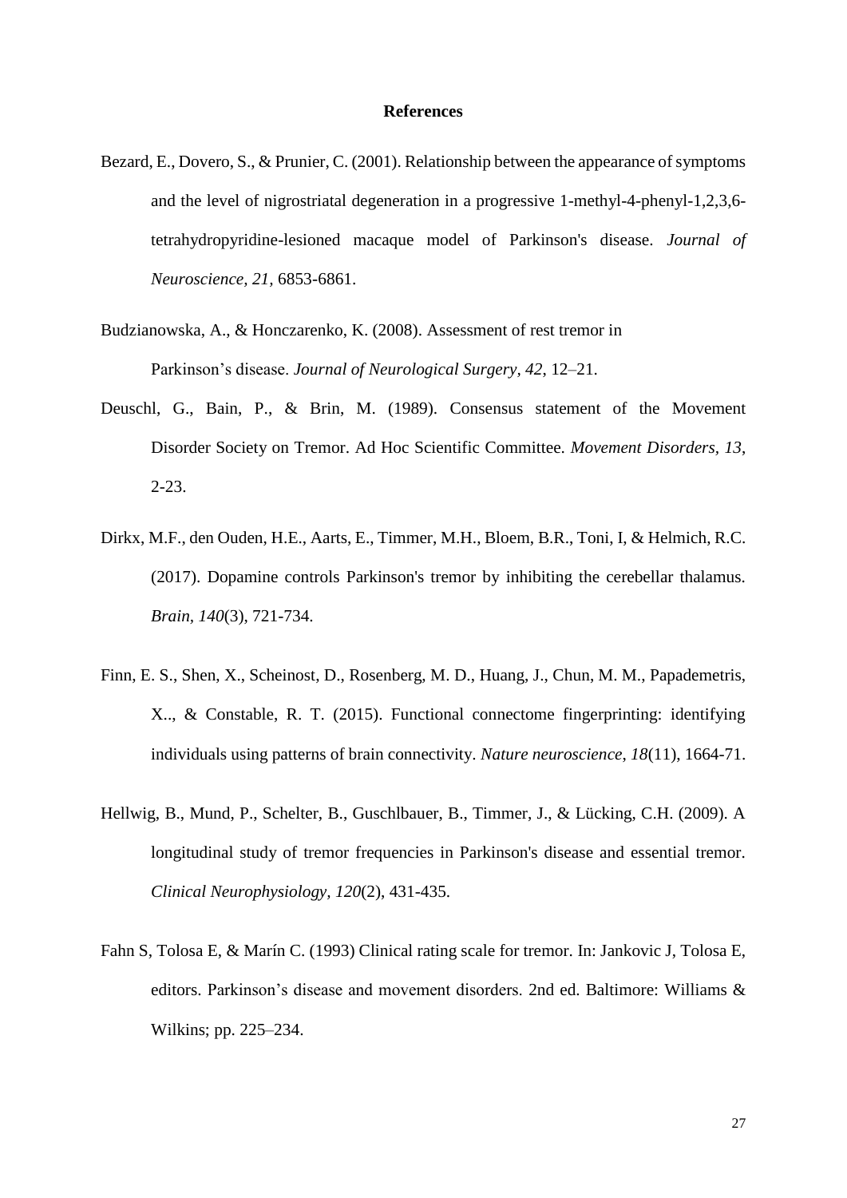# References

Bezard, E., Dovero, S., & Prunier, C. (2001). Relationship between the appearance of symptoms and the level of nigrostriatal degeneration in a progressive 1-methyl-4-phenyl-1,2,3,6-tetrahydropyridine-lesioned macaque model of Parkinson's disease. *Journal of Neuroscience, 21,* 6853-6861.

Budzianowska, A., & Honczarenko, K. (2008). Assessment of rest tremor in Parkinson's disease. *Journal of Neurological Surgery, 42*, 12–21.

Deuschl, G., Bain, P., & Brin, M. (1989). Consensus statement of the Movement Disorder Society on Tremor. Ad Hoc Scientific Committee. *Movement Disorders, 13*, 2-23.

Dirkx, M.F., den Ouden, H.E., Aarts, E., Timmer, M.H., Bloem, B.R., Toni, I, & Helmich, R.C. (2017). Dopamine controls Parkinson's tremor by inhibiting the cerebellar thalamus. *Brain, 140*(3), 721-734.

Finn, E. S., Shen, X., Scheinost, D., Rosenberg, M. D., Huang, J., Chun, M. M., Papademetris, X.., & Constable, R. T. (2015). Functional connectome fingerprinting: identifying individuals using patterns of brain connectivity. *Nature neuroscience, 18*(11), 1664-71.

Hellwig, B., Mund, P., Schelter, B., Guschlbauer, B., Timmer, J., & Lücking, C.H. (2009). A longitudinal study of tremor frequencies in Parkinson's disease and essential tremor. *Clinical Neurophysiology, 120*(2), 431-435.

Fahn S, Tolosa E, & Marín C. (1993) Clinical rating scale for tremor. In: Jankovic J, Tolosa E, editors. Parkinson's disease and movement disorders. 2nd ed. Baltimore: Williams & Wilkins; pp. 225–234.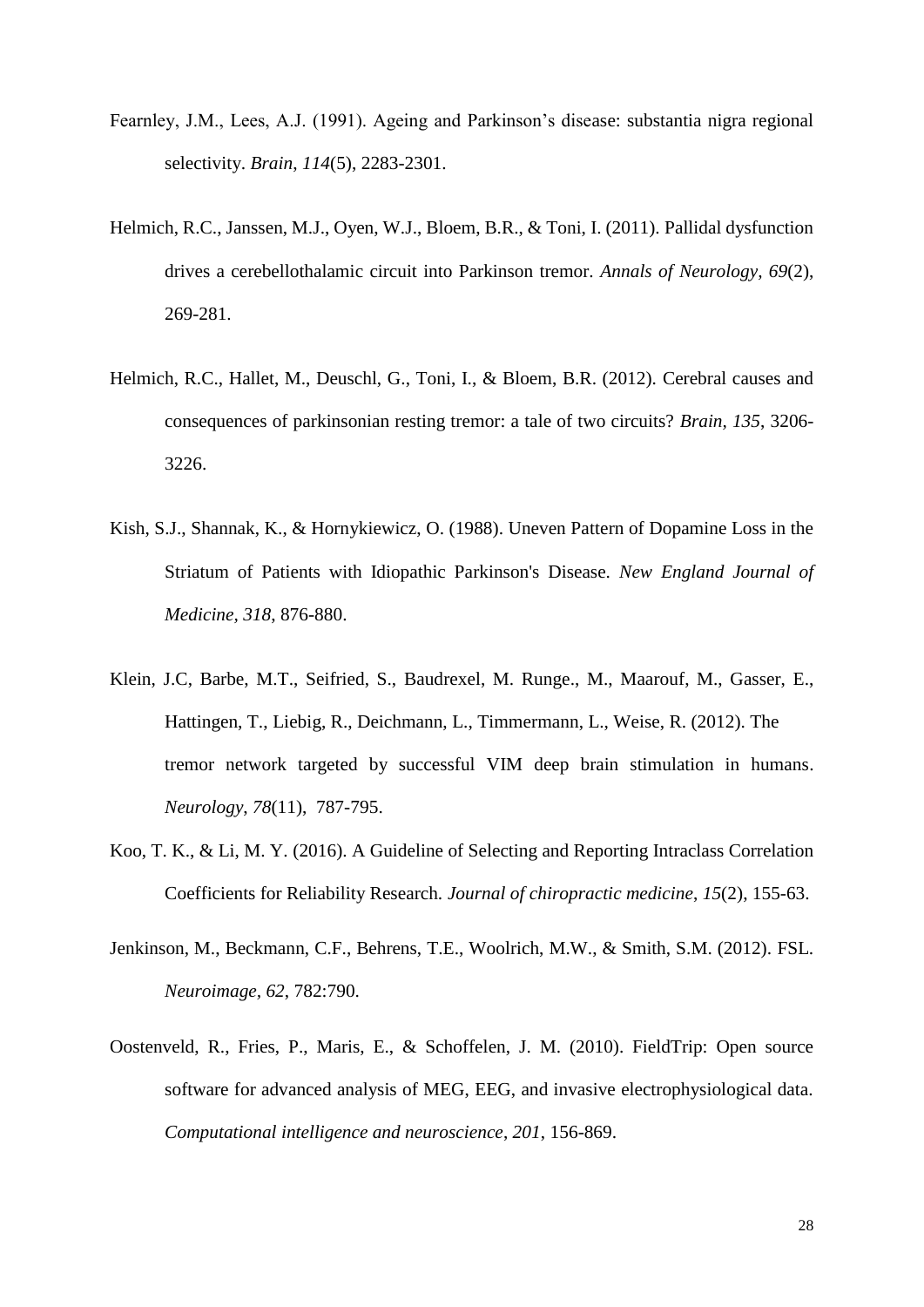Fearnley, J.M., Lees, A.J. (1991). Ageing and Parkinson's disease: substantia nigra regional selectivity. *Brain*, *114*(5), 2283-2301.

Helmich, R.C., Janssen, M.J., Oyen, W.J., Bloem, B.R., & Toni, I. (2011). Pallidal dysfunction drives a cerebellothalamic circuit into Parkinson tremor. *Annals of Neurology, 69*(2), 269-281.

Helmich, R.C., Hallet, M., Deuschl, G., Toni, I., & Bloem, B.R. (2012). Cerebral causes and consequences of parkinsonian resting tremor: a tale of two circuits? *Brain, 135*, 3206-3226.

Kish, S.J., Shannak, K., & Hornykiewicz, O. (1988). Uneven Pattern of Dopamine Loss in the Striatum of Patients with Idiopathic Parkinson's Disease. *New England Journal of Medicine, 318,* 876-880.

Klein, J.C, Barbe, M.T., Seifried, S., Baudrexel, M. Runge., M., Maarouf, M., Gasser, E., Hattingen, T., Liebig, R., Deichmann, L., Timmermann, L., Weise, R. (2012). The tremor network targeted by successful VIM deep brain stimulation in humans. *Neurology*, *78*(11), 787-795.

Koo, T. K., & Li, M. Y. (2016). A Guideline of Selecting and Reporting Intraclass Correlation Coefficients for Reliability Research. *Journal of chiropractic medicine*, *15*(2), 155-63.

Jenkinson, M., Beckmann, C.F., Behrens, T.E., Woolrich, M.W., & Smith, S.M. (2012). FSL. *Neuroimage*, *62*, 782:790.

Oostenveld, R., Fries, P., Maris, E., & Schoffelen, J. M. (2010). FieldTrip: Open source software for advanced analysis of MEG, EEG, and invasive electrophysiological data. *Computational intelligence and neuroscience*, *201*, 156-869.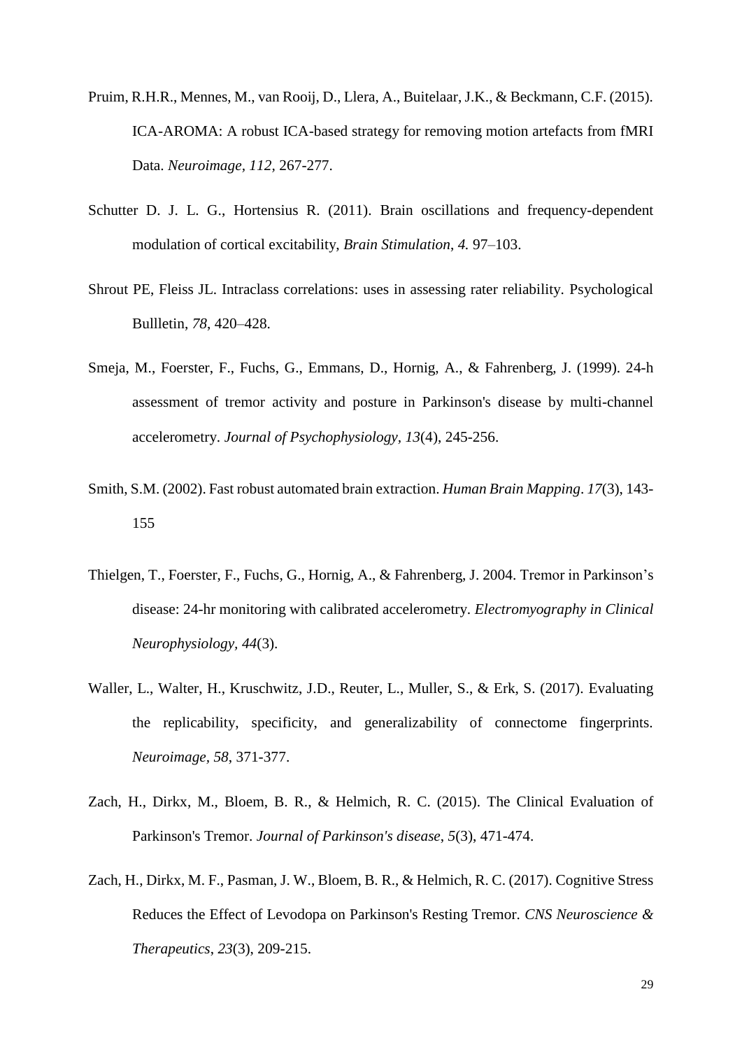Pruim, R.H.R., Mennes, M., van Rooij, D., Llera, A., Buitelaar, J.K., & Beckmann, C.F. (2015). ICA-AROMA: A robust ICA-based strategy for removing motion artefacts from fMRI Data. *Neuroimage*, *112*, 267-277.

Schutter D. J. L. G., Hortensius R. (2011). Brain oscillations and frequency-dependent modulation of cortical excitability, *Brain Stimulation*, *4.* 97–103.

Shrout PE, Fleiss JL. Intraclass correlations: uses in assessing rater reliability. Psychological Bullletin, *78*, 420–428.

Smeja, M., Foerster, F., Fuchs, G., Emmans, D., Hornig, A., & Fahrenberg, J. (1999). 24-h assessment of tremor activity and posture in Parkinson's disease by multi-channel accelerometry. *Journal of Psychophysiology*, *13*(4), 245-256.

Smith, S.M. (2002). Fast robust automated brain extraction. *Human Brain Mapping*. *17*(3), 143-155

Thielgen, T., Foerster, F., Fuchs, G., Hornig, A., & Fahrenberg, J. 2004. Tremor in Parkinson's disease: 24-hr monitoring with calibrated accelerometry. *Electromyography in Clinical Neurophysiology*, *44*(3).

Waller, L., Walter, H., Kruschwitz, J.D., Reuter, L., Muller, S., & Erk, S. (2017). Evaluating the replicability, specificity, and generalizability of connectome fingerprints. *Neuroimage*, *58*, 371-377.

Zach, H., Dirkx, M., Bloem, B. R., & Helmich, R. C. (2015). The Clinical Evaluation of Parkinson's Tremor. *Journal of Parkinson's disease*, *5*(3), 471-474.

Zach, H., Dirkx, M. F., Pasman, J. W., Bloem, B. R., & Helmich, R. C. (2017). Cognitive Stress Reduces the Effect of Levodopa on Parkinson's Resting Tremor. *CNS Neuroscience & Therapeutics*, *23*(3), 209-215.